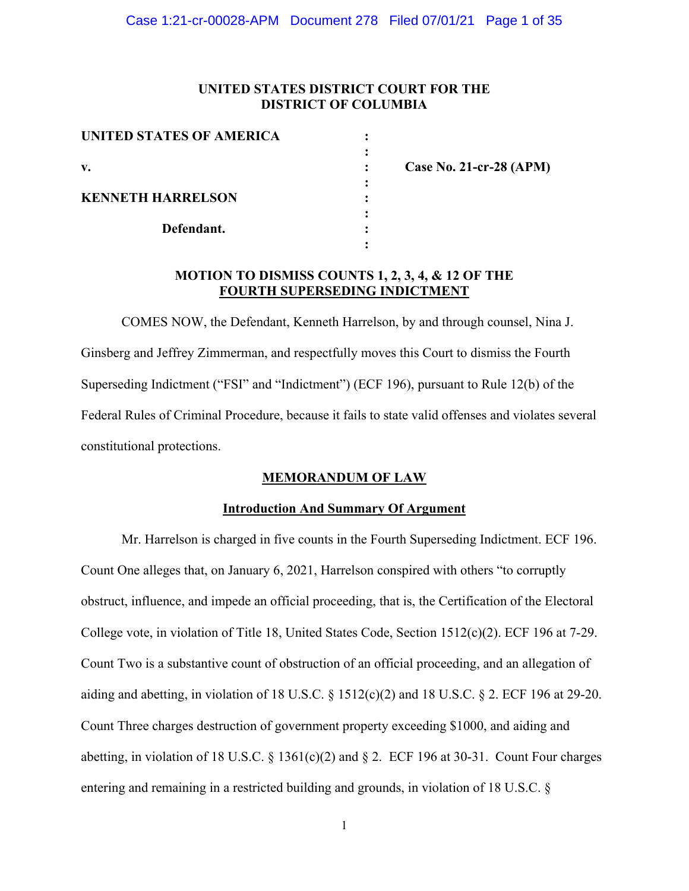**UNITED STATES DISTRICT COURT FOR THE DISTRICT OF COLUMBIA**

| | | |
|---|---|---|
| **UNITED STATES OF AMERICA** | : | |
| | : | |
| **v.** | : | **Case No. 21-cr-28 (APM)** |
| | : | |
| **KENNETH HARRELSON** | : | |
| | : | |
| **Defendant.** | : | |
| | : | |

## MOTION TO DISMISS COUNTS 1, 2, 3, 4, & 12 OF THE FOURTH SUPERSEDING INDICTMENT

COMES NOW, the Defendant, Kenneth Harrelson, by and through counsel, Nina J. Ginsberg and Jeffrey Zimmerman, and respectfully moves this Court to dismiss the Fourth Superseding Indictment ("FSI" and "Indictment") (ECF 196), pursuant to Rule 12(b) of the Federal Rules of Criminal Procedure, because it fails to state valid offenses and violates several constitutional protections.

## MEMORANDUM OF LAW

### Introduction And Summary Of Argument

Mr. Harrelson is charged in five counts in the Fourth Superseding Indictment. ECF 196. Count One alleges that, on January 6, 2021, Harrelson conspired with others "to corruptly obstruct, influence, and impede an official proceeding, that is, the Certification of the Electoral College vote, in violation of Title 18, United States Code, Section 1512(c)(2). ECF 196 at 7-29. Count Two is a substantive count of obstruction of an official proceeding, and an allegation of aiding and abetting, in violation of 18 U.S.C. § 1512(c)(2) and 18 U.S.C. § 2. ECF 196 at 29-20. Count Three charges destruction of government property exceeding $1000, and aiding and abetting, in violation of 18 U.S.C. § 1361(c)(2) and § 2. ECF 196 at 30-31. Count Four charges entering and remaining in a restricted building and grounds, in violation of 18 U.S.C. §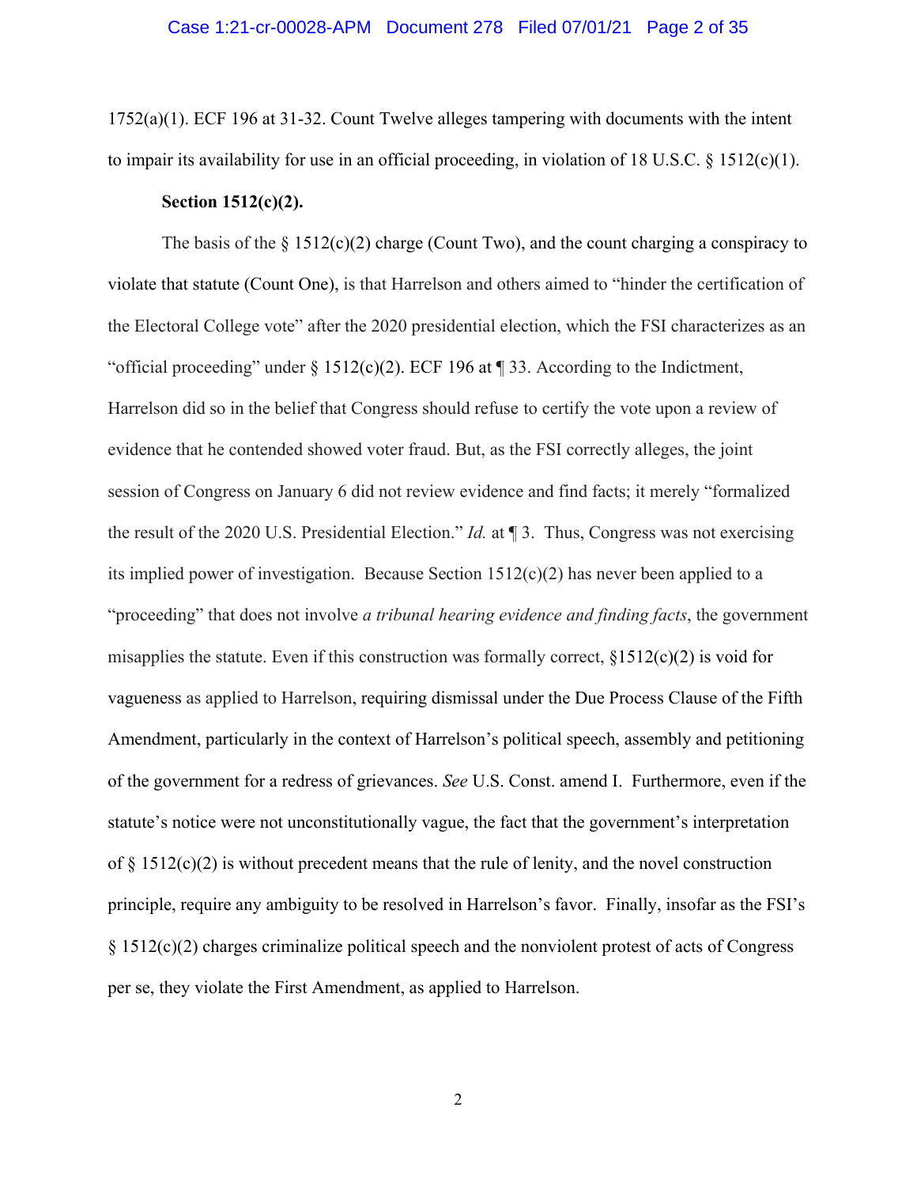1752(a)(1). ECF 196 at 31-32. Count Twelve alleges tampering with documents with the intent to impair its availability for use in an official proceeding, in violation of 18 U.S.C. § 1512(c)(1).

**Section 1512(c)(2).**

The basis of the § 1512(c)(2) charge (Count Two), and the count charging a conspiracy to violate that statute (Count One), is that Harrelson and others aimed to "hinder the certification of the Electoral College vote" after the 2020 presidential election, which the FSI characterizes as an "official proceeding" under § 1512(c)(2). ECF 196 at ¶ 33. According to the Indictment, Harrelson did so in the belief that Congress should refuse to certify the vote upon a review of evidence that he contended showed voter fraud. But, as the FSI correctly alleges, the joint session of Congress on January 6 did not review evidence and find facts; it merely "formalized the result of the 2020 U.S. Presidential Election." *Id.* at ¶ 3. Thus, Congress was not exercising its implied power of investigation. Because Section 1512(c)(2) has never been applied to a "proceeding" that does not involve *a tribunal hearing evidence and finding facts*, the government misapplies the statute. Even if this construction was formally correct, §1512(c)(2) is void for vagueness as applied to Harrelson, requiring dismissal under the Due Process Clause of the Fifth Amendment, particularly in the context of Harrelson's political speech, assembly and petitioning of the government for a redress of grievances. *See* U.S. Const. amend I. Furthermore, even if the statute's notice were not unconstitutionally vague, the fact that the government's interpretation of § 1512(c)(2) is without precedent means that the rule of lenity, and the novel construction principle, require any ambiguity to be resolved in Harrelson's favor. Finally, insofar as the FSI's § 1512(c)(2) charges criminalize political speech and the nonviolent protest of acts of Congress per se, they violate the First Amendment, as applied to Harrelson.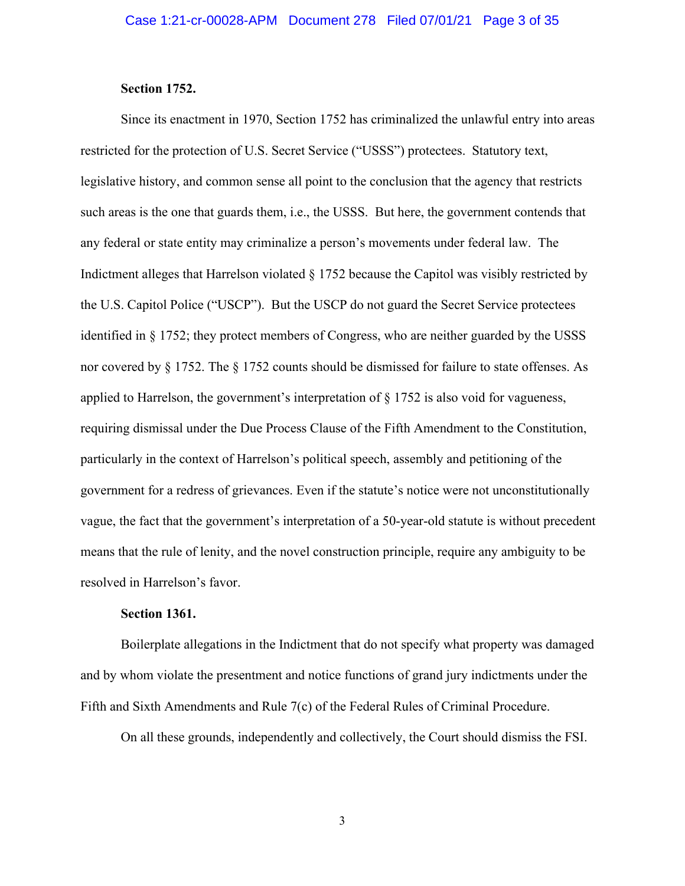**Section 1752.**

Since its enactment in 1970, Section 1752 has criminalized the unlawful entry into areas restricted for the protection of U.S. Secret Service ("USSS") protectees. Statutory text, legislative history, and common sense all point to the conclusion that the agency that restricts such areas is the one that guards them, i.e., the USSS. But here, the government contends that any federal or state entity may criminalize a person's movements under federal law. The Indictment alleges that Harrelson violated § 1752 because the Capitol was visibly restricted by the U.S. Capitol Police ("USCP"). But the USCP do not guard the Secret Service protectees identified in § 1752; they protect members of Congress, who are neither guarded by the USSS nor covered by § 1752. The § 1752 counts should be dismissed for failure to state offenses. As applied to Harrelson, the government's interpretation of § 1752 is also void for vagueness, requiring dismissal under the Due Process Clause of the Fifth Amendment to the Constitution, particularly in the context of Harrelson's political speech, assembly and petitioning of the government for a redress of grievances. Even if the statute's notice were not unconstitutionally vague, the fact that the government's interpretation of a 50-year-old statute is without precedent means that the rule of lenity, and the novel construction principle, require any ambiguity to be resolved in Harrelson's favor.

**Section 1361.**

Boilerplate allegations in the Indictment that do not specify what property was damaged and by whom violate the presentment and notice functions of grand jury indictments under the Fifth and Sixth Amendments and Rule 7(c) of the Federal Rules of Criminal Procedure.

On all these grounds, independently and collectively, the Court should dismiss the FSI.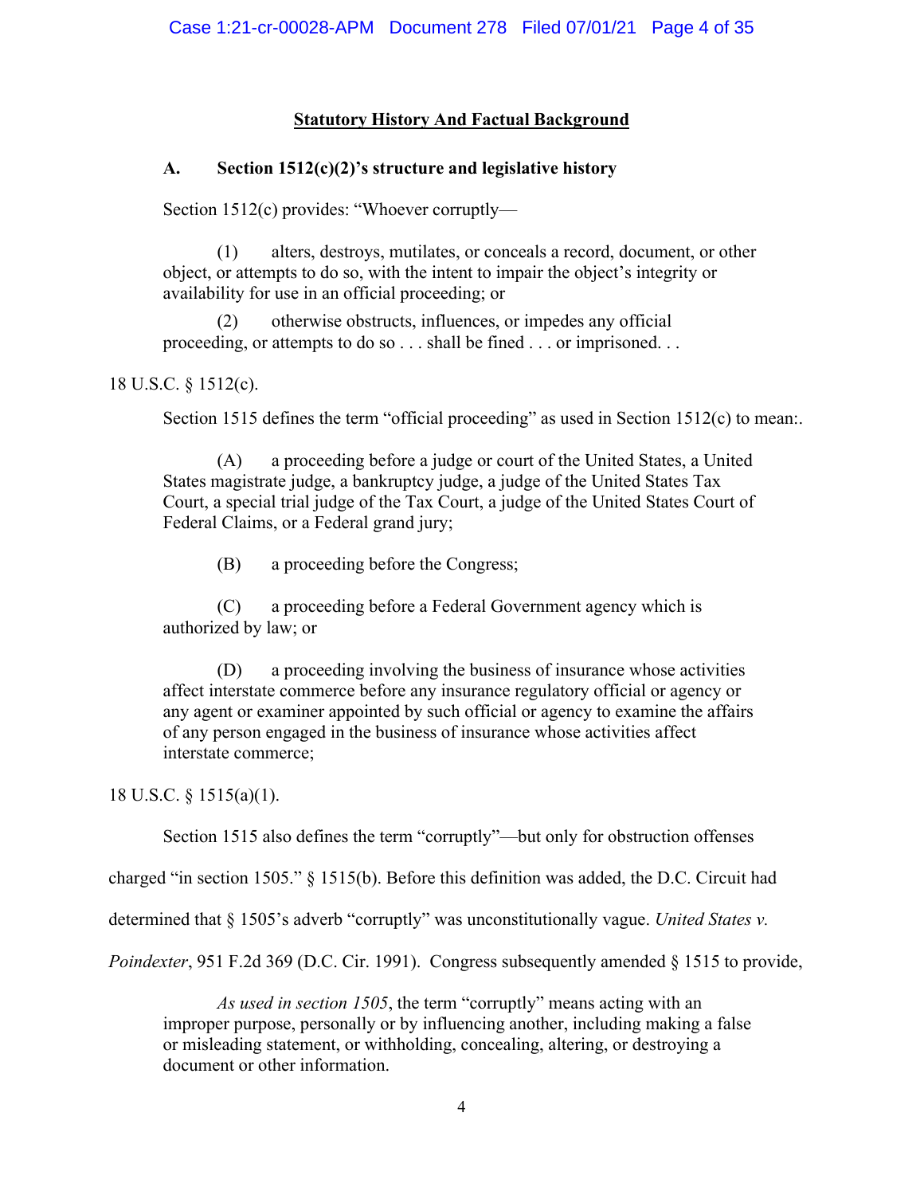## Statutory History And Factual Background

### A. Section 1512(c)(2)'s structure and legislative history

Section 1512(c) provides: "Whoever corruptly—

> (1) alters, destroys, mutilates, or conceals a record, document, or other object, or attempts to do so, with the intent to impair the object's integrity or availability for use in an official proceeding; or
>
> (2) otherwise obstructs, influences, or impedes any official proceeding, or attempts to do so . . . shall be fined . . . or imprisoned. . .

18 U.S.C. § 1512(c).

Section 1515 defines the term "official proceeding" as used in Section 1512(c) to mean:.

> (A) a proceeding before a judge or court of the United States, a United States magistrate judge, a bankruptcy judge, a judge of the United States Tax Court, a special trial judge of the Tax Court, a judge of the United States Court of Federal Claims, or a Federal grand jury;
>
> (B) a proceeding before the Congress;
>
> (C) a proceeding before a Federal Government agency which is authorized by law; or
>
> (D) a proceeding involving the business of insurance whose activities affect interstate commerce before any insurance regulatory official or agency or any agent or examiner appointed by such official or agency to examine the affairs of any person engaged in the business of insurance whose activities affect interstate commerce;

18 U.S.C. § 1515(a)(1).

Section 1515 also defines the term "corruptly"—but only for obstruction offenses charged "in section 1505." § 1515(b). Before this definition was added, the D.C. Circuit had determined that § 1505's adverb "corruptly" was unconstitutionally vague. *United States v. Poindexter*, 951 F.2d 369 (D.C. Cir. 1991). Congress subsequently amended § 1515 to provide,

> *As used in section 1505*, the term "corruptly" means acting with an improper purpose, personally or by influencing another, including making a false or misleading statement, or withholding, concealing, altering, or destroying a document or other information.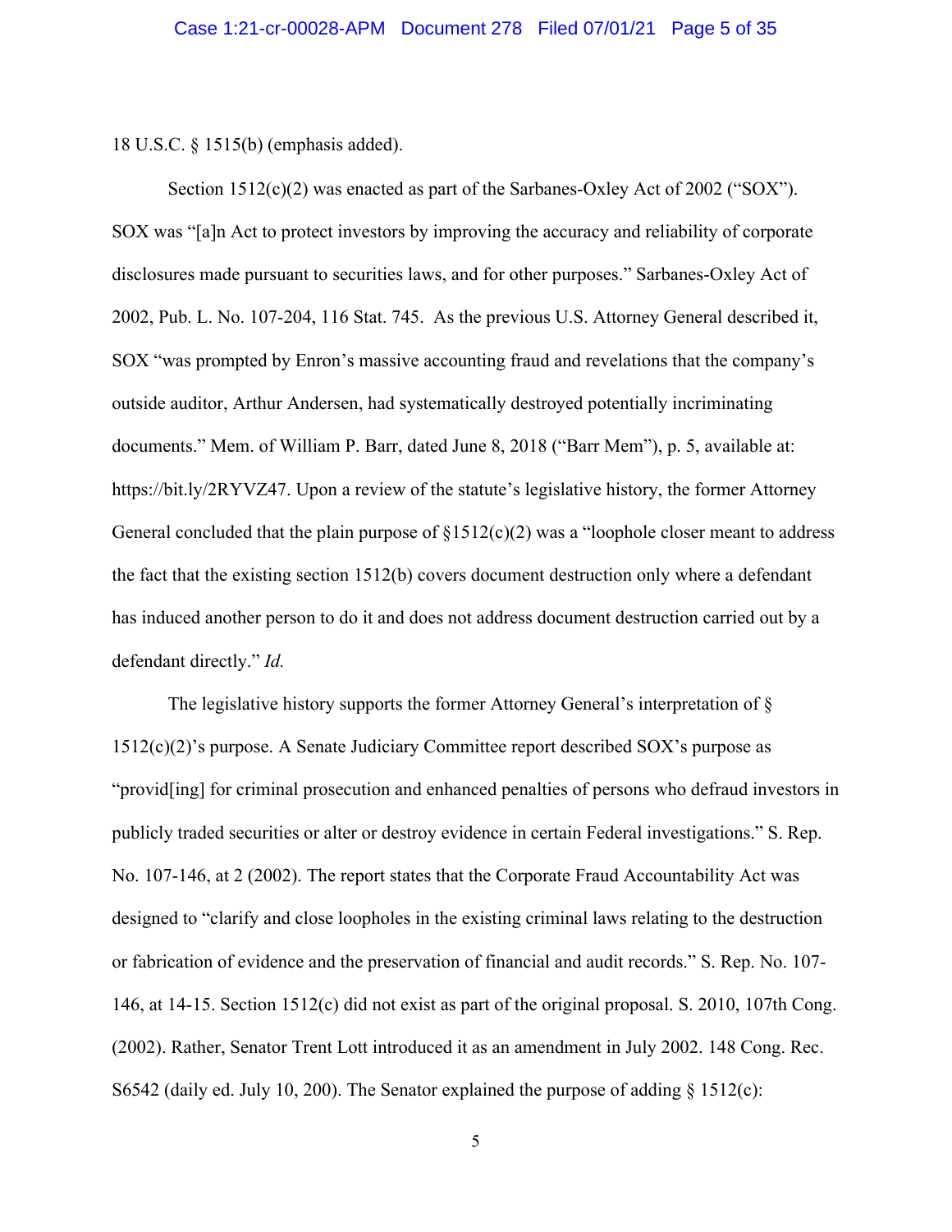18 U.S.C. § 1515(b) (emphasis added).

Section 1512(c)(2) was enacted as part of the Sarbanes-Oxley Act of 2002 ("SOX"). SOX was "[a]n Act to protect investors by improving the accuracy and reliability of corporate disclosures made pursuant to securities laws, and for other purposes." Sarbanes-Oxley Act of 2002, Pub. L. No. 107-204, 116 Stat. 745. As the previous U.S. Attorney General described it, SOX "was prompted by Enron's massive accounting fraud and revelations that the company's outside auditor, Arthur Andersen, had systematically destroyed potentially incriminating documents." Mem. of William P. Barr, dated June 8, 2018 ("Barr Mem"), p. 5, available at: https://bit.ly/2RYVZ47. Upon a review of the statute's legislative history, the former Attorney General concluded that the plain purpose of §1512(c)(2) was a "loophole closer meant to address the fact that the existing section 1512(b) covers document destruction only where a defendant has induced another person to do it and does not address document destruction carried out by a defendant directly." *Id.*

The legislative history supports the former Attorney General's interpretation of § 1512(c)(2)'s purpose. A Senate Judiciary Committee report described SOX's purpose as "provid[ing] for criminal prosecution and enhanced penalties of persons who defraud investors in publicly traded securities or alter or destroy evidence in certain Federal investigations." S. Rep. No. 107-146, at 2 (2002). The report states that the Corporate Fraud Accountability Act was designed to "clarify and close loopholes in the existing criminal laws relating to the destruction or fabrication of evidence and the preservation of financial and audit records." S. Rep. No. 107-146, at 14-15. Section 1512(c) did not exist as part of the original proposal. S. 2010, 107th Cong. (2002). Rather, Senator Trent Lott introduced it as an amendment in July 2002. 148 Cong. Rec. S6542 (daily ed. July 10, 200). The Senator explained the purpose of adding § 1512(c):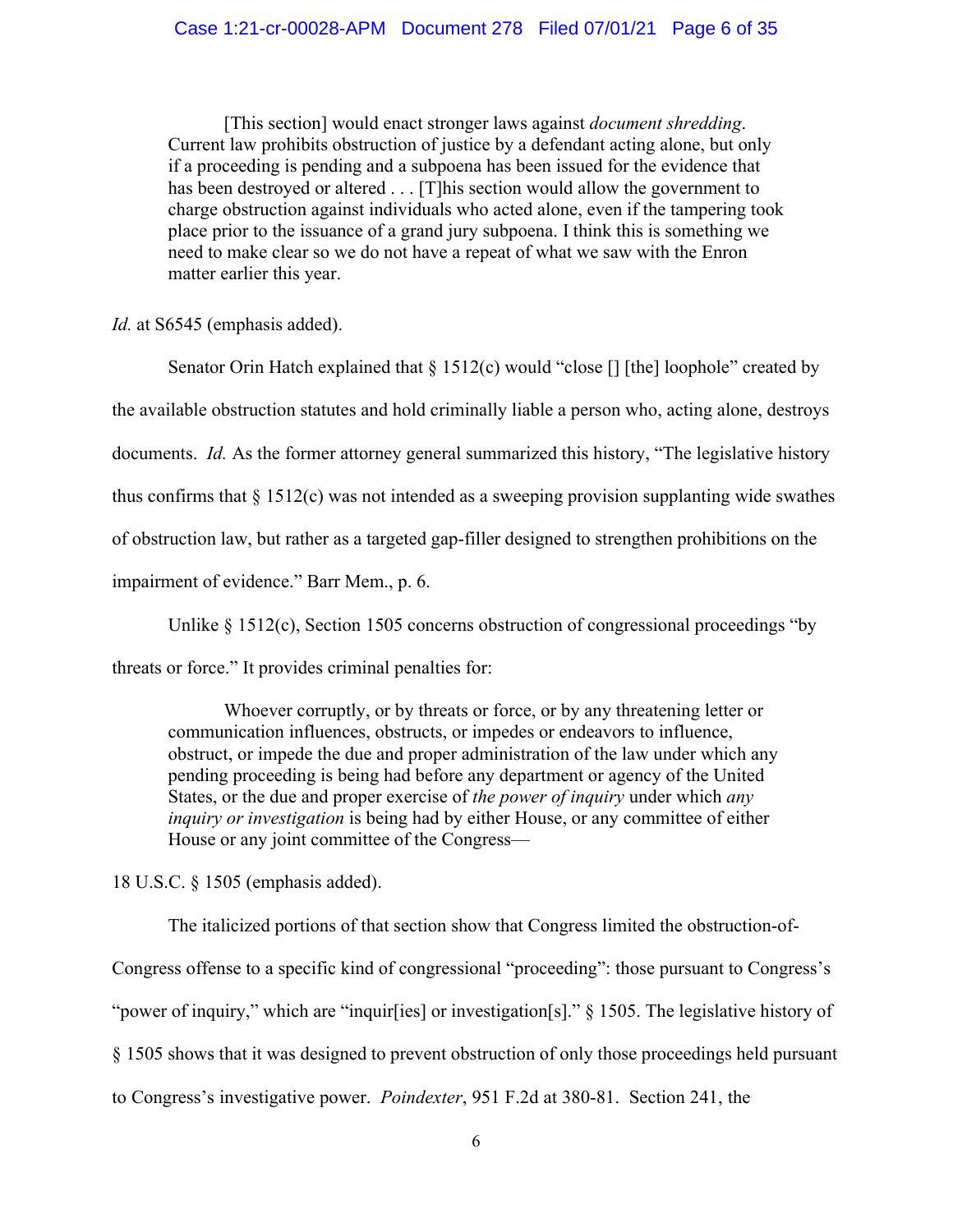> [This section] would enact stronger laws against *document shredding*. Current law prohibits obstruction of justice by a defendant acting alone, but only if a proceeding is pending and a subpoena has been issued for the evidence that has been destroyed or altered . . . [T]his section would allow the government to charge obstruction against individuals who acted alone, even if the tampering took place prior to the issuance of a grand jury subpoena. I think this is something we need to make clear so we do not have a repeat of what we saw with the Enron matter earlier this year.

*Id.* at S6545 (emphasis added).

Senator Orin Hatch explained that § 1512(c) would "close [] [the] loophole" created by the available obstruction statutes and hold criminally liable a person who, acting alone, destroys documents. *Id.* As the former attorney general summarized this history, "The legislative history thus confirms that § 1512(c) was not intended as a sweeping provision supplanting wide swathes of obstruction law, but rather as a targeted gap-filler designed to strengthen prohibitions on the impairment of evidence." Barr Mem., p. 6.

Unlike § 1512(c), Section 1505 concerns obstruction of congressional proceedings "by threats or force." It provides criminal penalties for:

> Whoever corruptly, or by threats or force, or by any threatening letter or communication influences, obstructs, or impedes or endeavors to influence, obstruct, or impede the due and proper administration of the law under which any pending proceeding is being had before any department or agency of the United States, or the due and proper exercise of *the power of inquiry* under which *any inquiry or investigation* is being had by either House, or any committee of either House or any joint committee of the Congress—

18 U.S.C. § 1505 (emphasis added).

The italicized portions of that section show that Congress limited the obstruction-of-Congress offense to a specific kind of congressional "proceeding": those pursuant to Congress's "power of inquiry," which are "inquir[ies] or investigation[s]." § 1505. The legislative history of § 1505 shows that it was designed to prevent obstruction of only those proceedings held pursuant to Congress's investigative power. *Poindexter*, 951 F.2d at 380-81. Section 241, the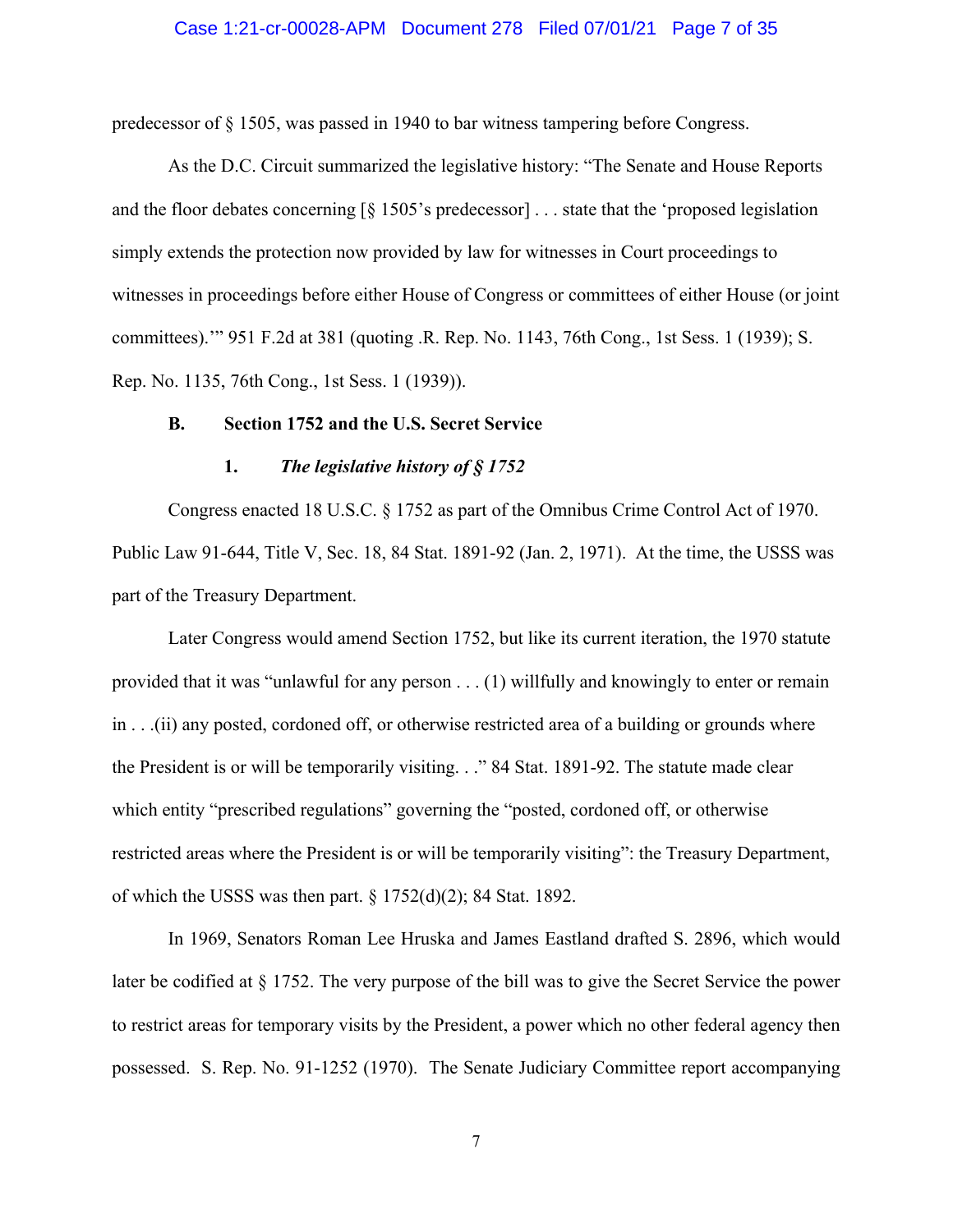predecessor of § 1505, was passed in 1940 to bar witness tampering before Congress.

As the D.C. Circuit summarized the legislative history: "The Senate and House Reports and the floor debates concerning [§ 1505's predecessor] . . . state that the 'proposed legislation simply extends the protection now provided by law for witnesses in Court proceedings to witnesses in proceedings before either House of Congress or committees of either House (or joint committees).'" 951 F.2d at 381 (quoting .R. Rep. No. 1143, 76th Cong., 1st Sess. 1 (1939); S. Rep. No. 1135, 76th Cong., 1st Sess. 1 (1939)).

### B. Section 1752 and the U.S. Secret Service

#### 1. *The legislative history of § 1752*

Congress enacted 18 U.S.C. § 1752 as part of the Omnibus Crime Control Act of 1970. Public Law 91-644, Title V, Sec. 18, 84 Stat. 1891-92 (Jan. 2, 1971). At the time, the USSS was part of the Treasury Department.

Later Congress would amend Section 1752, but like its current iteration, the 1970 statute provided that it was "unlawful for any person . . . (1) willfully and knowingly to enter or remain in . . .(ii) any posted, cordoned off, or otherwise restricted area of a building or grounds where the President is or will be temporarily visiting. . ." 84 Stat. 1891-92. The statute made clear which entity "prescribed regulations" governing the "posted, cordoned off, or otherwise restricted areas where the President is or will be temporarily visiting": the Treasury Department, of which the USSS was then part. § 1752(d)(2); 84 Stat. 1892.

In 1969, Senators Roman Lee Hruska and James Eastland drafted S. 2896, which would later be codified at § 1752. The very purpose of the bill was to give the Secret Service the power to restrict areas for temporary visits by the President, a power which no other federal agency then possessed. S. Rep. No. 91-1252 (1970). The Senate Judiciary Committee report accompanying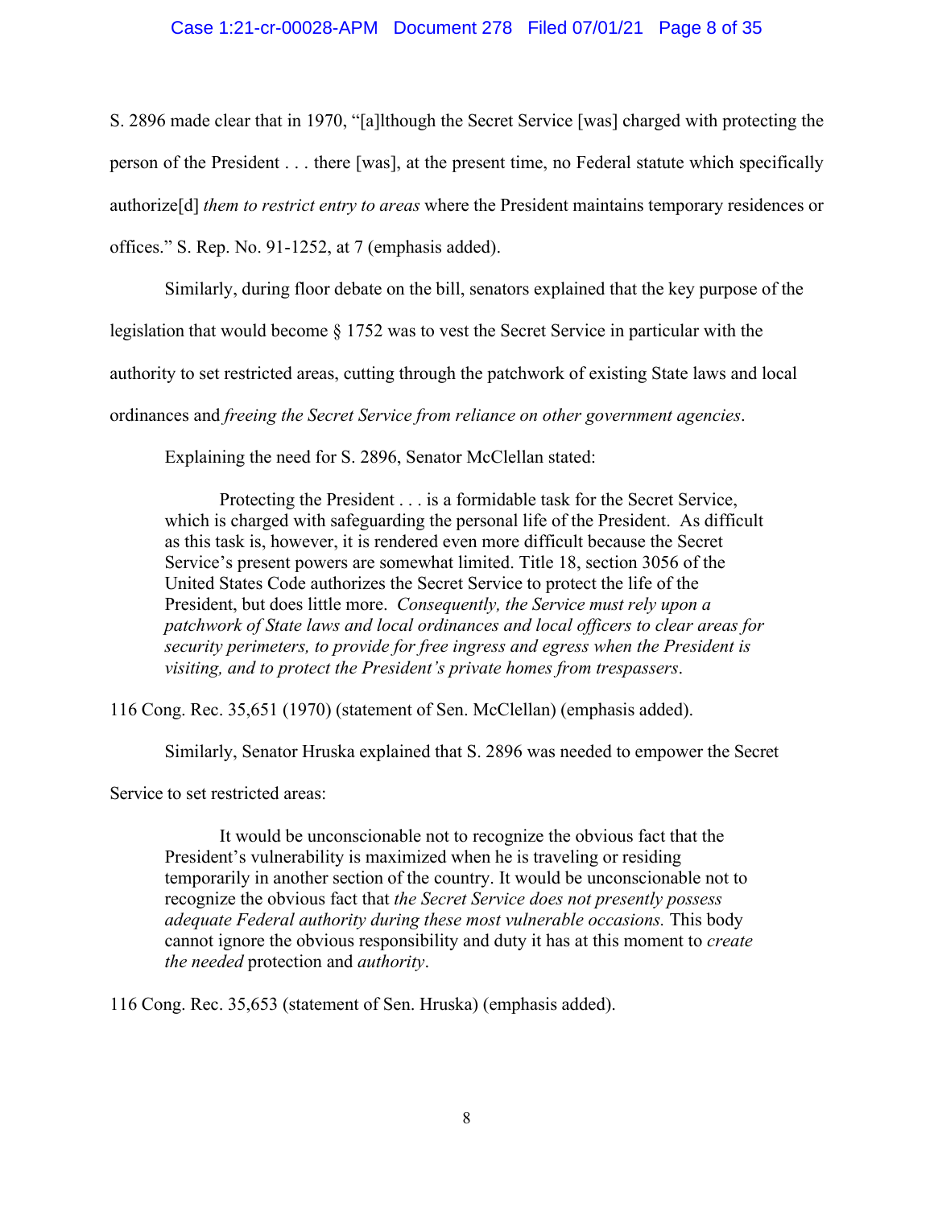S. 2896 made clear that in 1970, "[a]lthough the Secret Service [was] charged with protecting the person of the President . . . there [was], at the present time, no Federal statute which specifically authorize[d] *them to restrict entry to areas* where the President maintains temporary residences or offices." S. Rep. No. 91-1252, at 7 (emphasis added).

Similarly, during floor debate on the bill, senators explained that the key purpose of the legislation that would become § 1752 was to vest the Secret Service in particular with the authority to set restricted areas, cutting through the patchwork of existing State laws and local ordinances and *freeing the Secret Service from reliance on other government agencies*.

Explaining the need for S. 2896, Senator McClellan stated:

> Protecting the President . . . is a formidable task for the Secret Service, which is charged with safeguarding the personal life of the President. As difficult as this task is, however, it is rendered even more difficult because the Secret Service's present powers are somewhat limited. Title 18, section 3056 of the United States Code authorizes the Secret Service to protect the life of the President, but does little more. *Consequently, the Service must rely upon a patchwork of State laws and local ordinances and local officers to clear areas for security perimeters, to provide for free ingress and egress when the President is visiting, and to protect the President's private homes from trespassers*.

116 Cong. Rec. 35,651 (1970) (statement of Sen. McClellan) (emphasis added).

Similarly, Senator Hruska explained that S. 2896 was needed to empower the Secret Service to set restricted areas:

> It would be unconscionable not to recognize the obvious fact that the President's vulnerability is maximized when he is traveling or residing temporarily in another section of the country. It would be unconscionable not to recognize the obvious fact that *the Secret Service does not presently possess adequate Federal authority during these most vulnerable occasions.* This body cannot ignore the obvious responsibility and duty it has at this moment to *create the needed* protection and *authority*.

116 Cong. Rec. 35,653 (statement of Sen. Hruska) (emphasis added).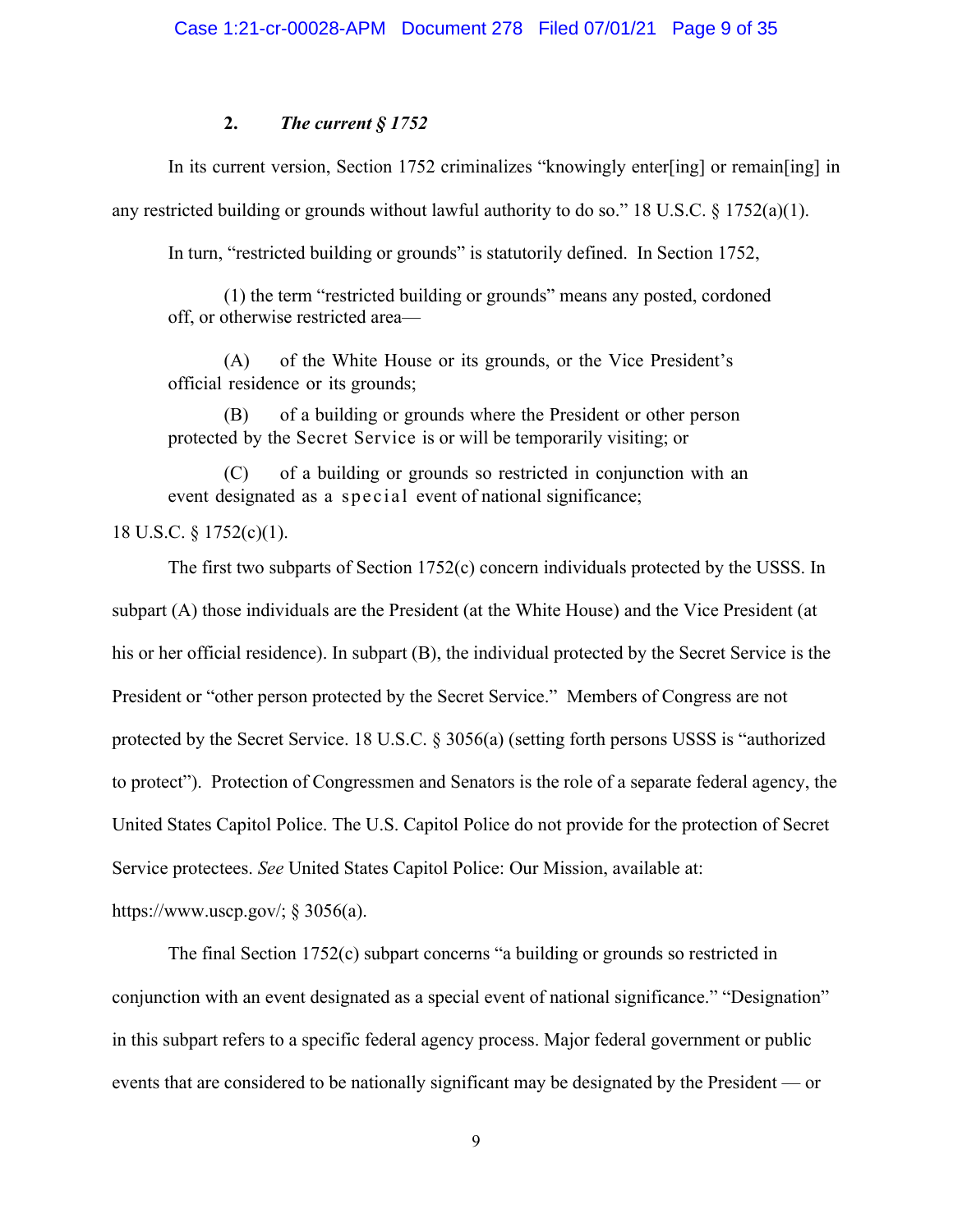### 2. *The current § 1752*

In its current version, Section 1752 criminalizes "knowingly enter[ing] or remain[ing] in any restricted building or grounds without lawful authority to do so." 18 U.S.C. § 1752(a)(1).

In turn, "restricted building or grounds" is statutorily defined. In Section 1752,

> (1) the term "restricted building or grounds" means any posted, cordoned off, or otherwise restricted area—
>
> (A) of the White House or its grounds, or the Vice President's official residence or its grounds;
>
> (B) of a building or grounds where the President or other person protected by the Secret Service is or will be temporarily visiting; or
>
> (C) of a building or grounds so restricted in conjunction with an event designated as a special event of national significance;

18 U.S.C. § 1752(c)(1).

The first two subparts of Section 1752(c) concern individuals protected by the USSS. In subpart (A) those individuals are the President (at the White House) and the Vice President (at his or her official residence). In subpart (B), the individual protected by the Secret Service is the President or "other person protected by the Secret Service." Members of Congress are not protected by the Secret Service. 18 U.S.C. § 3056(a) (setting forth persons USSS is "authorized to protect"). Protection of Congressmen and Senators is the role of a separate federal agency, the United States Capitol Police. The U.S. Capitol Police do not provide for the protection of Secret Service protectees. *See* United States Capitol Police: Our Mission, available at: https://www.uscp.gov/; § 3056(a).

The final Section 1752(c) subpart concerns "a building or grounds so restricted in conjunction with an event designated as a special event of national significance." "Designation" in this subpart refers to a specific federal agency process. Major federal government or public events that are considered to be nationally significant may be designated by the President — or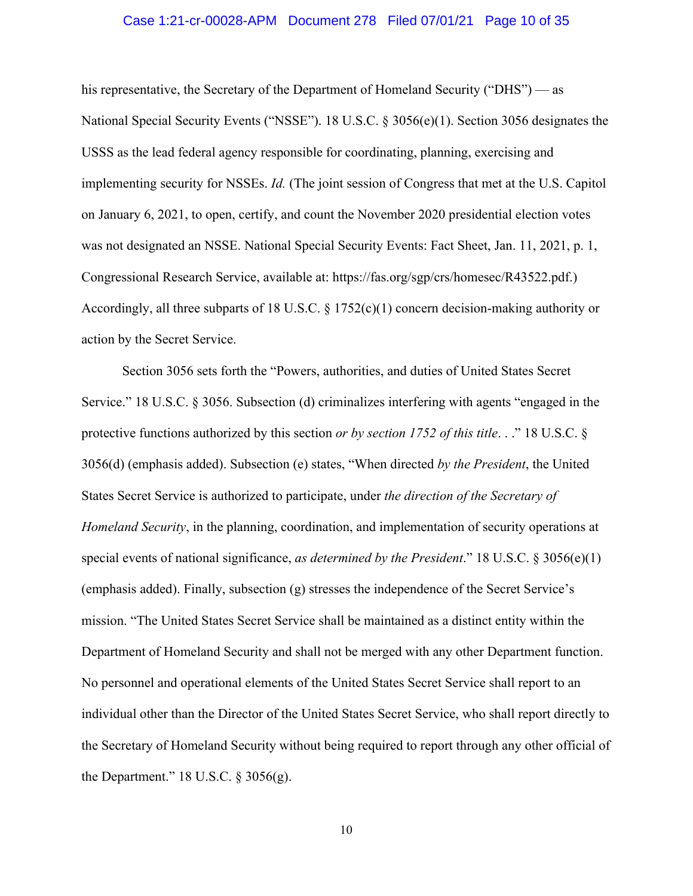his representative, the Secretary of the Department of Homeland Security ("DHS") — as National Special Security Events ("NSSE"). 18 U.S.C. § 3056(e)(1). Section 3056 designates the USSS as the lead federal agency responsible for coordinating, planning, exercising and implementing security for NSSEs. *Id.* (The joint session of Congress that met at the U.S. Capitol on January 6, 2021, to open, certify, and count the November 2020 presidential election votes was not designated an NSSE. National Special Security Events: Fact Sheet, Jan. 11, 2021, p. 1, Congressional Research Service, available at: https://fas.org/sgp/crs/homesec/R43522.pdf.) Accordingly, all three subparts of 18 U.S.C. § 1752(c)(1) concern decision-making authority or action by the Secret Service.

Section 3056 sets forth the "Powers, authorities, and duties of United States Secret Service." 18 U.S.C. § 3056. Subsection (d) criminalizes interfering with agents "engaged in the protective functions authorized by this section *or by section 1752 of this title*. . ." 18 U.S.C. § 3056(d) (emphasis added). Subsection (e) states, "When directed *by the President*, the United States Secret Service is authorized to participate, under *the direction of the Secretary of Homeland Security*, in the planning, coordination, and implementation of security operations at special events of national significance, *as determined by the President*." 18 U.S.C. § 3056(e)(1) (emphasis added). Finally, subsection (g) stresses the independence of the Secret Service's mission. "The United States Secret Service shall be maintained as a distinct entity within the Department of Homeland Security and shall not be merged with any other Department function. No personnel and operational elements of the United States Secret Service shall report to an individual other than the Director of the United States Secret Service, who shall report directly to the Secretary of Homeland Security without being required to report through any other official of the Department." 18 U.S.C. § 3056(g).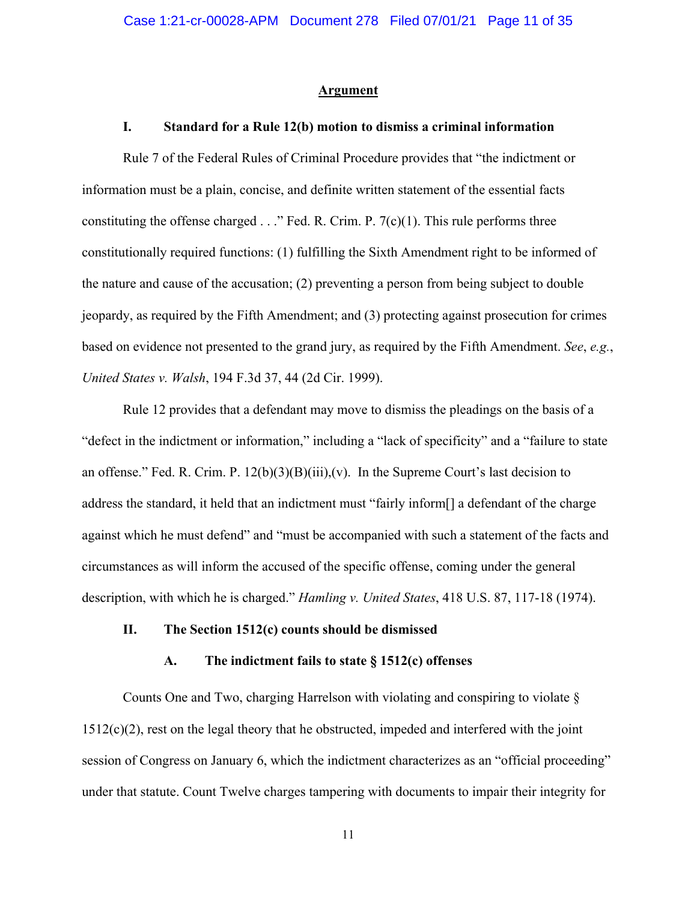## Argument

### I. Standard for a Rule 12(b) motion to dismiss a criminal information

Rule 7 of the Federal Rules of Criminal Procedure provides that "the indictment or information must be a plain, concise, and definite written statement of the essential facts constituting the offense charged . . ." Fed. R. Crim. P. 7(c)(1). This rule performs three constitutionally required functions: (1) fulfilling the Sixth Amendment right to be informed of the nature and cause of the accusation; (2) preventing a person from being subject to double jeopardy, as required by the Fifth Amendment; and (3) protecting against prosecution for crimes based on evidence not presented to the grand jury, as required by the Fifth Amendment. *See*, *e.g.*, *United States v. Walsh*, 194 F.3d 37, 44 (2d Cir. 1999).

Rule 12 provides that a defendant may move to dismiss the pleadings on the basis of a "defect in the indictment or information," including a "lack of specificity" and a "failure to state an offense." Fed. R. Crim. P. 12(b)(3)(B)(iii),(v). In the Supreme Court's last decision to address the standard, it held that an indictment must "fairly inform[] a defendant of the charge against which he must defend" and "must be accompanied with such a statement of the facts and circumstances as will inform the accused of the specific offense, coming under the general description, with which he is charged." *Hamling v. United States*, 418 U.S. 87, 117-18 (1974).

### II. The Section 1512(c) counts should be dismissed

#### A. The indictment fails to state § 1512(c) offenses

Counts One and Two, charging Harrelson with violating and conspiring to violate § 1512(c)(2), rest on the legal theory that he obstructed, impeded and interfered with the joint session of Congress on January 6, which the indictment characterizes as an "official proceeding" under that statute. Count Twelve charges tampering with documents to impair their integrity for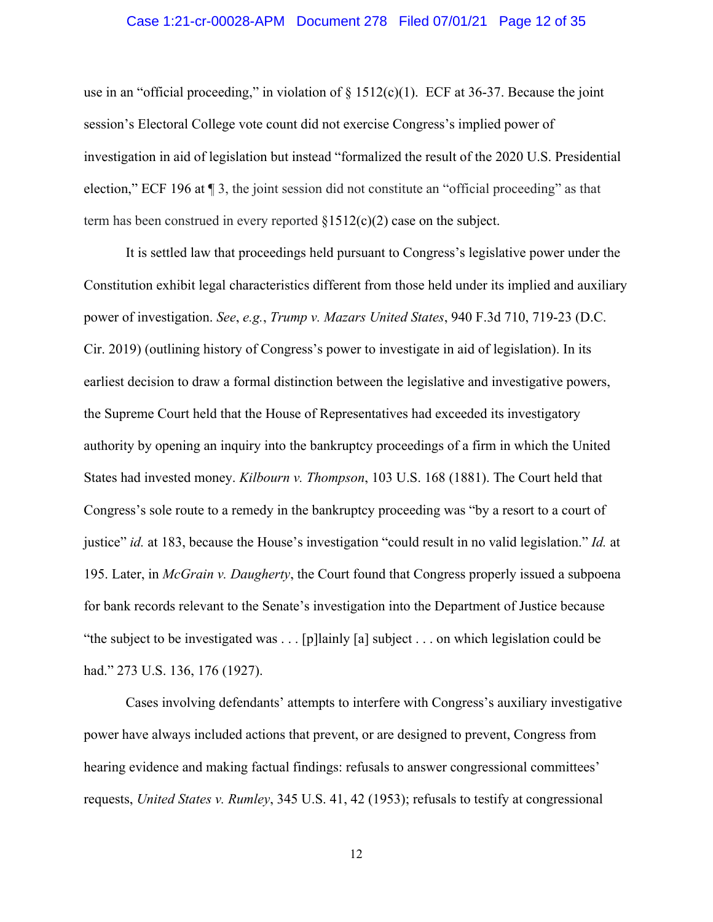use in an "official proceeding," in violation of § 1512(c)(1). ECF at 36-37. Because the joint session's Electoral College vote count did not exercise Congress's implied power of investigation in aid of legislation but instead "formalized the result of the 2020 U.S. Presidential election," ECF 196 at ¶ 3, the joint session did not constitute an "official proceeding" as that term has been construed in every reported §1512(c)(2) case on the subject.

It is settled law that proceedings held pursuant to Congress's legislative power under the Constitution exhibit legal characteristics different from those held under its implied and auxiliary power of investigation. *See*, *e.g.*, *Trump v. Mazars United States*, 940 F.3d 710, 719-23 (D.C. Cir. 2019) (outlining history of Congress's power to investigate in aid of legislation). In its earliest decision to draw a formal distinction between the legislative and investigative powers, the Supreme Court held that the House of Representatives had exceeded its investigatory authority by opening an inquiry into the bankruptcy proceedings of a firm in which the United States had invested money. *Kilbourn v. Thompson*, 103 U.S. 168 (1881). The Court held that Congress's sole route to a remedy in the bankruptcy proceeding was "by a resort to a court of justice" *id.* at 183, because the House's investigation "could result in no valid legislation." *Id.* at 195. Later, in *McGrain v. Daugherty*, the Court found that Congress properly issued a subpoena for bank records relevant to the Senate's investigation into the Department of Justice because "the subject to be investigated was . . . [p]lainly [a] subject . . . on which legislation could be had." 273 U.S. 136, 176 (1927).

Cases involving defendants' attempts to interfere with Congress's auxiliary investigative power have always included actions that prevent, or are designed to prevent, Congress from hearing evidence and making factual findings: refusals to answer congressional committees' requests, *United States v. Rumley*, 345 U.S. 41, 42 (1953); refusals to testify at congressional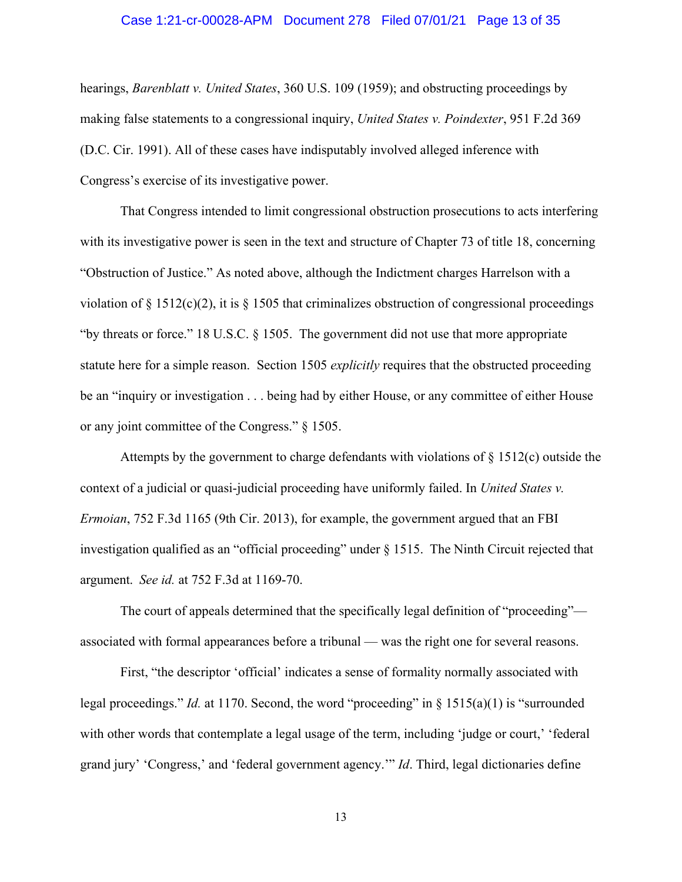hearings, *Barenblatt v. United States*, 360 U.S. 109 (1959); and obstructing proceedings by making false statements to a congressional inquiry, *United States v. Poindexter*, 951 F.2d 369 (D.C. Cir. 1991). All of these cases have indisputably involved alleged inference with Congress's exercise of its investigative power.

That Congress intended to limit congressional obstruction prosecutions to acts interfering with its investigative power is seen in the text and structure of Chapter 73 of title 18, concerning "Obstruction of Justice." As noted above, although the Indictment charges Harrelson with a violation of § 1512(c)(2), it is § 1505 that criminalizes obstruction of congressional proceedings "by threats or force." 18 U.S.C. § 1505. The government did not use that more appropriate statute here for a simple reason. Section 1505 *explicitly* requires that the obstructed proceeding be an "inquiry or investigation . . . being had by either House, or any committee of either House or any joint committee of the Congress." § 1505.

Attempts by the government to charge defendants with violations of § 1512(c) outside the context of a judicial or quasi-judicial proceeding have uniformly failed. In *United States v. Ermoian*, 752 F.3d 1165 (9th Cir. 2013), for example, the government argued that an FBI investigation qualified as an "official proceeding" under § 1515. The Ninth Circuit rejected that argument. *See id.* at 752 F.3d at 1169-70.

The court of appeals determined that the specifically legal definition of "proceeding"— associated with formal appearances before a tribunal — was the right one for several reasons.

First, "the descriptor 'official' indicates a sense of formality normally associated with legal proceedings." *Id.* at 1170. Second, the word "proceeding" in § 1515(a)(1) is "surrounded with other words that contemplate a legal usage of the term, including 'judge or court,' 'federal grand jury' 'Congress,' and 'federal government agency.'" *Id*. Third, legal dictionaries define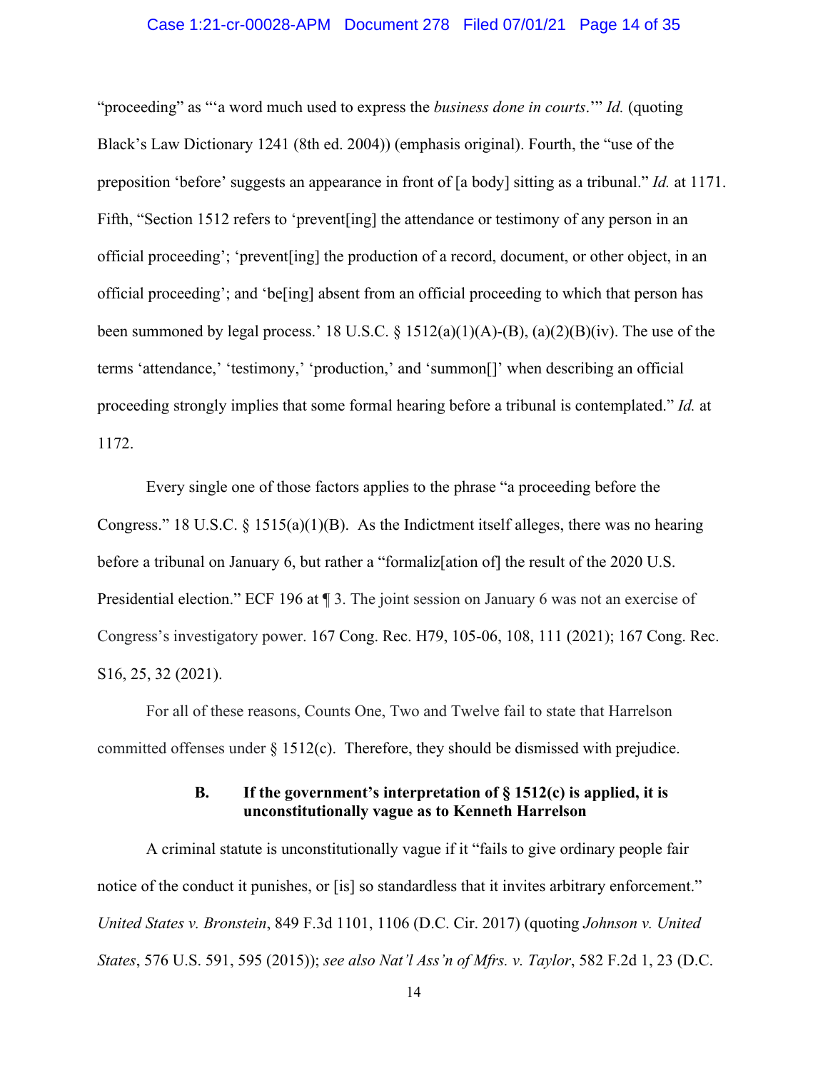"proceeding" as "'a word much used to express the *business done in courts*.'" *Id.* (quoting Black's Law Dictionary 1241 (8th ed. 2004)) (emphasis original). Fourth, the "use of the preposition 'before' suggests an appearance in front of [a body] sitting as a tribunal." *Id.* at 1171. Fifth, "Section 1512 refers to 'prevent[ing] the attendance or testimony of any person in an official proceeding'; 'prevent[ing] the production of a record, document, or other object, in an official proceeding'; and 'be[ing] absent from an official proceeding to which that person has been summoned by legal process.' 18 U.S.C. § 1512(a)(1)(A)-(B), (a)(2)(B)(iv). The use of the terms 'attendance,' 'testimony,' 'production,' and 'summon[]' when describing an official proceeding strongly implies that some formal hearing before a tribunal is contemplated." *Id.* at 1172.

Every single one of those factors applies to the phrase "a proceeding before the Congress." 18 U.S.C. § 1515(a)(1)(B). As the Indictment itself alleges, there was no hearing before a tribunal on January 6, but rather a "formaliz[ation of] the result of the 2020 U.S. Presidential election." ECF 196 at ¶ 3. The joint session on January 6 was not an exercise of Congress's investigatory power. 167 Cong. Rec. H79, 105-06, 108, 111 (2021); 167 Cong. Rec. S16, 25, 32 (2021).

For all of these reasons, Counts One, Two and Twelve fail to state that Harrelson committed offenses under § 1512(c). Therefore, they should be dismissed with prejudice.

### B. If the government's interpretation of § 1512(c) is applied, it is unconstitutionally vague as to Kenneth Harrelson

A criminal statute is unconstitutionally vague if it "fails to give ordinary people fair notice of the conduct it punishes, or [is] so standardless that it invites arbitrary enforcement." *United States v. Bronstein*, 849 F.3d 1101, 1106 (D.C. Cir. 2017) (quoting *Johnson v. United States*, 576 U.S. 591, 595 (2015)); *see also Nat'l Ass'n of Mfrs. v. Taylor*, 582 F.2d 1, 23 (D.C.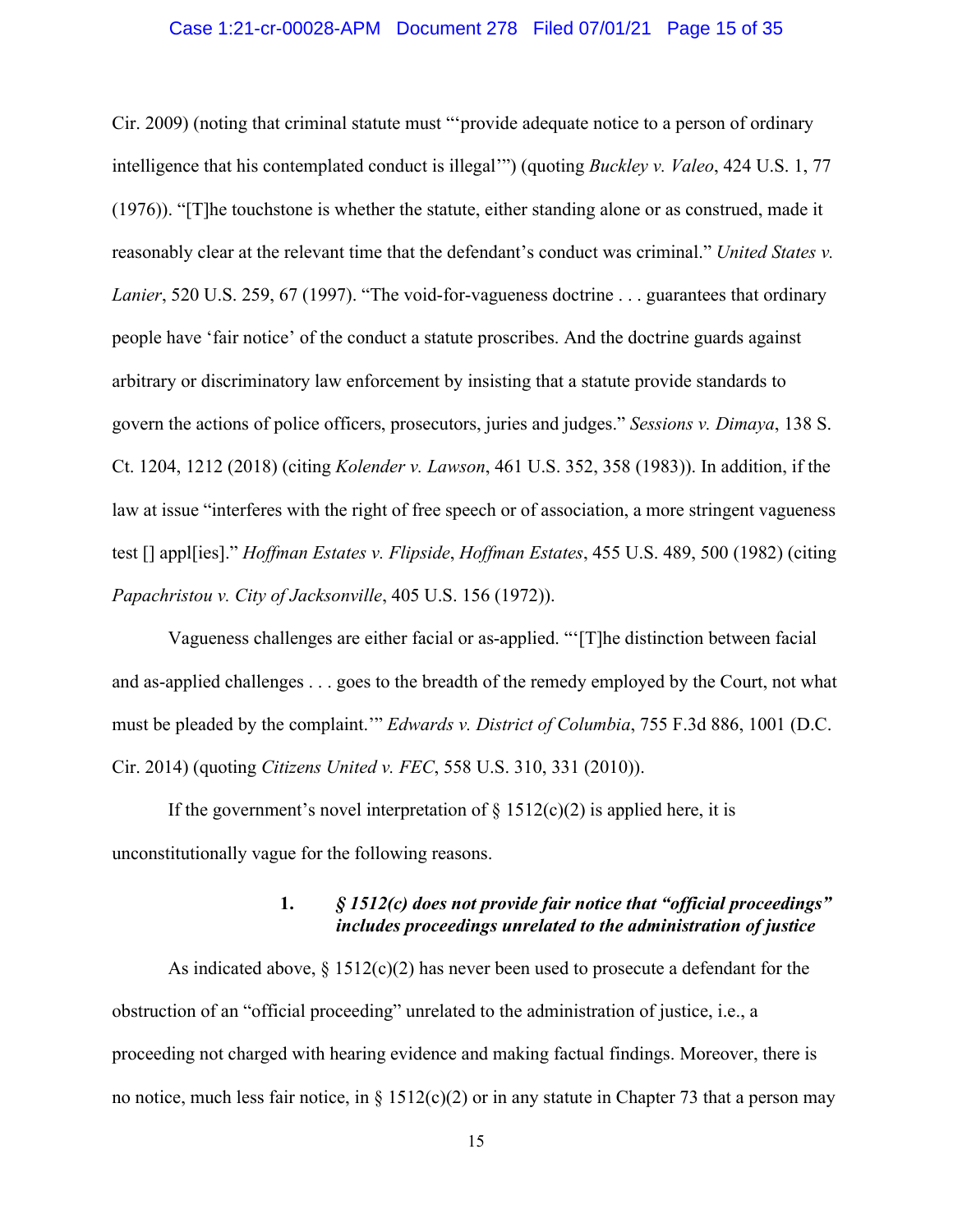Cir. 2009) (noting that criminal statute must "'provide adequate notice to a person of ordinary intelligence that his contemplated conduct is illegal'") (quoting *Buckley v. Valeo*, 424 U.S. 1, 77 (1976)). "[T]he touchstone is whether the statute, either standing alone or as construed, made it reasonably clear at the relevant time that the defendant's conduct was criminal." *United States v. Lanier*, 520 U.S. 259, 67 (1997). "The void-for-vagueness doctrine . . . guarantees that ordinary people have 'fair notice' of the conduct a statute proscribes. And the doctrine guards against arbitrary or discriminatory law enforcement by insisting that a statute provide standards to govern the actions of police officers, prosecutors, juries and judges." *Sessions v. Dimaya*, 138 S. Ct. 1204, 1212 (2018) (citing *Kolender v. Lawson*, 461 U.S. 352, 358 (1983)). In addition, if the law at issue "interferes with the right of free speech or of association, a more stringent vagueness test [] appl[ies]." *Hoffman Estates v. Flipside*, *Hoffman Estates*, 455 U.S. 489, 500 (1982) (citing *Papachristou v. City of Jacksonville*, 405 U.S. 156 (1972)).

Vagueness challenges are either facial or as-applied. "'[T]he distinction between facial and as-applied challenges . . . goes to the breadth of the remedy employed by the Court, not what must be pleaded by the complaint.'" *Edwards v. District of Columbia*, 755 F.3d 886, 1001 (D.C. Cir. 2014) (quoting *Citizens United v. FEC*, 558 U.S. 310, 331 (2010)).

If the government's novel interpretation of § 1512(c)(2) is applied here, it is unconstitutionally vague for the following reasons.

### 1. *§ 1512(c) does not provide fair notice that "official proceedings" includes proceedings unrelated to the administration of justice*

As indicated above, § 1512(c)(2) has never been used to prosecute a defendant for the obstruction of an "official proceeding" unrelated to the administration of justice, i.e., a proceeding not charged with hearing evidence and making factual findings. Moreover, there is no notice, much less fair notice, in § 1512(c)(2) or in any statute in Chapter 73 that a person may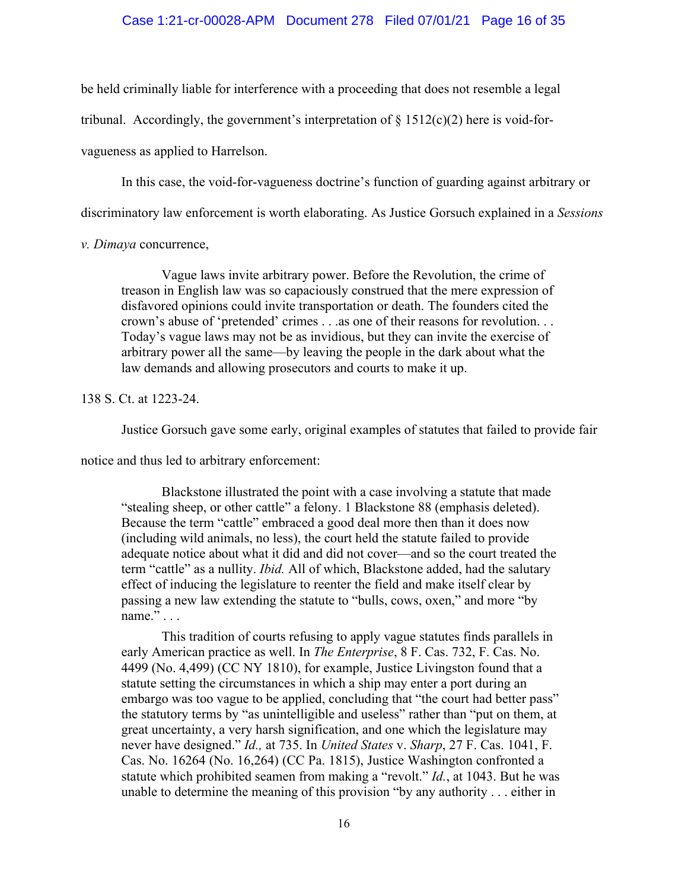be held criminally liable for interference with a proceeding that does not resemble a legal tribunal. Accordingly, the government's interpretation of § 1512(c)(2) here is void-for-vagueness as applied to Harrelson.

In this case, the void-for-vagueness doctrine's function of guarding against arbitrary or discriminatory law enforcement is worth elaborating. As Justice Gorsuch explained in a *Sessions v. Dimaya* concurrence,

> Vague laws invite arbitrary power. Before the Revolution, the crime of treason in English law was so capaciously construed that the mere expression of disfavored opinions could invite transportation or death. The founders cited the crown's abuse of 'pretended' crimes . . .as one of their reasons for revolution. . . Today's vague laws may not be as invidious, but they can invite the exercise of arbitrary power all the same—by leaving the people in the dark about what the law demands and allowing prosecutors and courts to make it up.

138 S. Ct. at 1223-24.

Justice Gorsuch gave some early, original examples of statutes that failed to provide fair notice and thus led to arbitrary enforcement:

> Blackstone illustrated the point with a case involving a statute that made "stealing sheep, or other cattle" a felony. 1 Blackstone 88 (emphasis deleted). Because the term "cattle" embraced a good deal more then than it does now (including wild animals, no less), the court held the statute failed to provide adequate notice about what it did and did not cover—and so the court treated the term "cattle" as a nullity. *Ibid.* All of which, Blackstone added, had the salutary effect of inducing the legislature to reenter the field and make itself clear by passing a new law extending the statute to "bulls, cows, oxen," and more "by name." . . .
>
> This tradition of courts refusing to apply vague statutes finds parallels in early American practice as well. In *The Enterprise*, 8 F. Cas. 732, F. Cas. No. 4499 (No. 4,499) (CC NY 1810), for example, Justice Livingston found that a statute setting the circumstances in which a ship may enter a port during an embargo was too vague to be applied, concluding that "the court had better pass" the statutory terms by "as unintelligible and useless" rather than "put on them, at great uncertainty, a very harsh signification, and one which the legislature may never have designed." *Id.,* at 735. In *United States* v. *Sharp*, 27 F. Cas. 1041, F. Cas. No. 16264 (No. 16,264) (CC Pa. 1815), Justice Washington confronted a statute which prohibited seamen from making a "revolt." *Id.*, at 1043. But he was unable to determine the meaning of this provision "by any authority . . . either in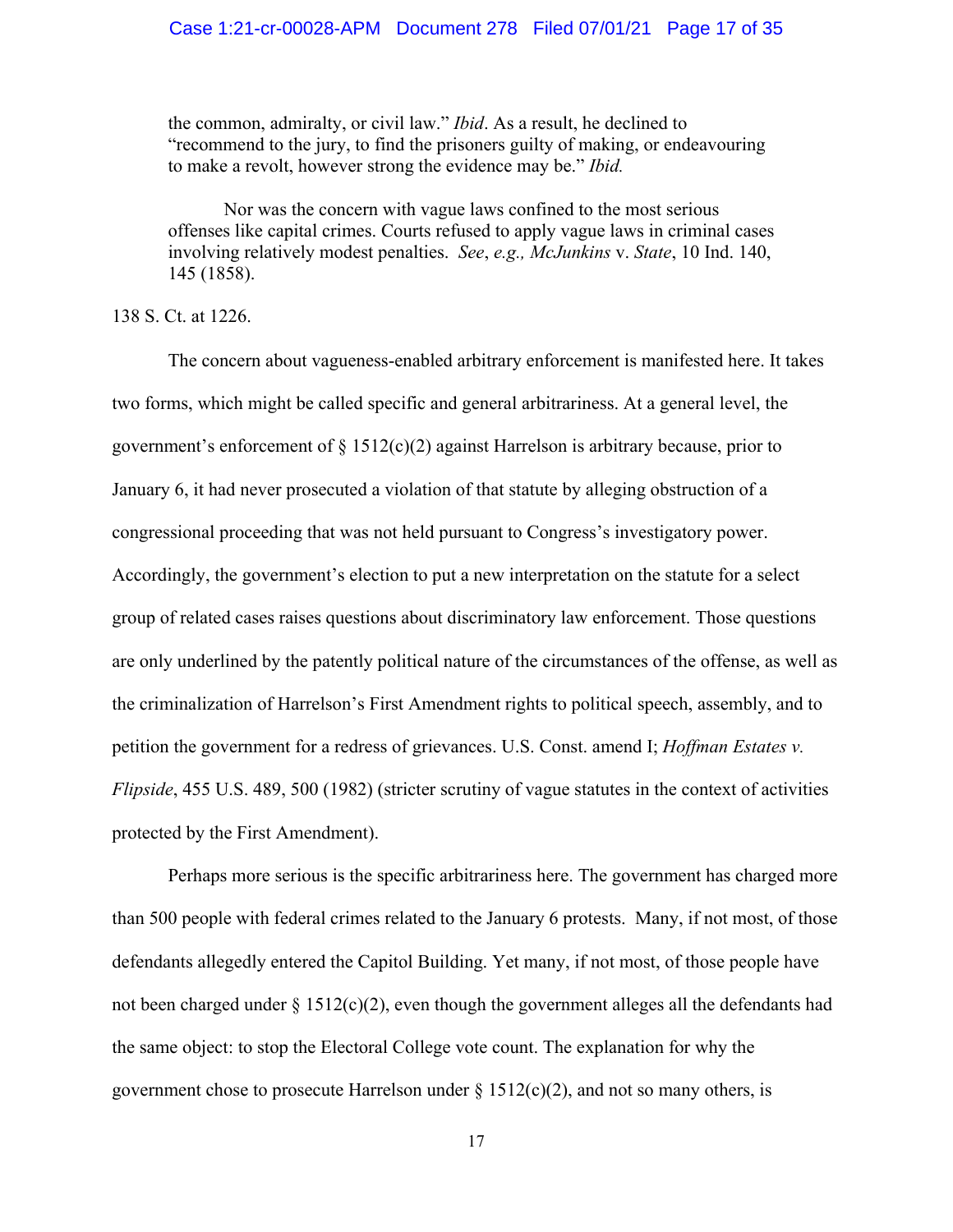> the common, admiralty, or civil law." *Ibid*. As a result, he declined to "recommend to the jury, to find the prisoners guilty of making, or endeavouring to make a revolt, however strong the evidence may be." *Ibid.*
>
> Nor was the concern with vague laws confined to the most serious offenses like capital crimes. Courts refused to apply vague laws in criminal cases involving relatively modest penalties. *See*, *e.g., McJunkins* v. *State*, 10 Ind. 140, 145 (1858).

138 S. Ct. at 1226.

The concern about vagueness-enabled arbitrary enforcement is manifested here. It takes two forms, which might be called specific and general arbitrariness. At a general level, the government's enforcement of § 1512(c)(2) against Harrelson is arbitrary because, prior to January 6, it had never prosecuted a violation of that statute by alleging obstruction of a congressional proceeding that was not held pursuant to Congress's investigatory power. Accordingly, the government's election to put a new interpretation on the statute for a select group of related cases raises questions about discriminatory law enforcement. Those questions are only underlined by the patently political nature of the circumstances of the offense, as well as the criminalization of Harrelson's First Amendment rights to political speech, assembly, and to petition the government for a redress of grievances. U.S. Const. amend I; *Hoffman Estates v. Flipside*, 455 U.S. 489, 500 (1982) (stricter scrutiny of vague statutes in the context of activities protected by the First Amendment).

Perhaps more serious is the specific arbitrariness here. The government has charged more than 500 people with federal crimes related to the January 6 protests. Many, if not most, of those defendants allegedly entered the Capitol Building. Yet many, if not most, of those people have not been charged under § 1512(c)(2), even though the government alleges all the defendants had the same object: to stop the Electoral College vote count. The explanation for why the government chose to prosecute Harrelson under § 1512(c)(2), and not so many others, is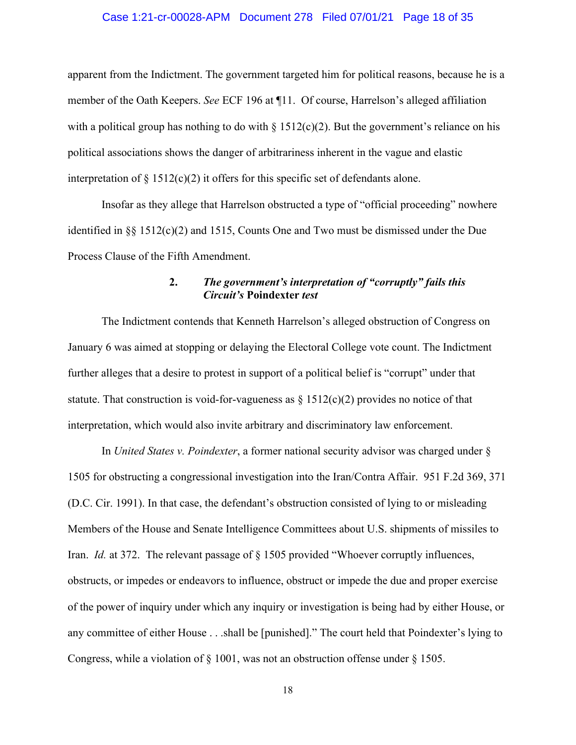apparent from the Indictment. The government targeted him for political reasons, because he is a member of the Oath Keepers. *See* ECF 196 at ¶11. Of course, Harrelson's alleged affiliation with a political group has nothing to do with § 1512(c)(2). But the government's reliance on his political associations shows the danger of arbitrariness inherent in the vague and elastic interpretation of § 1512(c)(2) it offers for this specific set of defendants alone.

Insofar as they allege that Harrelson obstructed a type of "official proceeding" nowhere identified in §§ 1512(c)(2) and 1515, Counts One and Two must be dismissed under the Due Process Clause of the Fifth Amendment.

### 2. *The government's interpretation of "corruptly" fails this Circuit's* **Poindexter** *test*

The Indictment contends that Kenneth Harrelson's alleged obstruction of Congress on January 6 was aimed at stopping or delaying the Electoral College vote count. The Indictment further alleges that a desire to protest in support of a political belief is "corrupt" under that statute. That construction is void-for-vagueness as § 1512(c)(2) provides no notice of that interpretation, which would also invite arbitrary and discriminatory law enforcement.

In *United States v. Poindexter*, a former national security advisor was charged under § 1505 for obstructing a congressional investigation into the Iran/Contra Affair. 951 F.2d 369, 371 (D.C. Cir. 1991). In that case, the defendant's obstruction consisted of lying to or misleading Members of the House and Senate Intelligence Committees about U.S. shipments of missiles to Iran. *Id.* at 372. The relevant passage of § 1505 provided "Whoever corruptly influences, obstructs, or impedes or endeavors to influence, obstruct or impede the due and proper exercise of the power of inquiry under which any inquiry or investigation is being had by either House, or any committee of either House . . .shall be [punished]." The court held that Poindexter's lying to Congress, while a violation of § 1001, was not an obstruction offense under § 1505.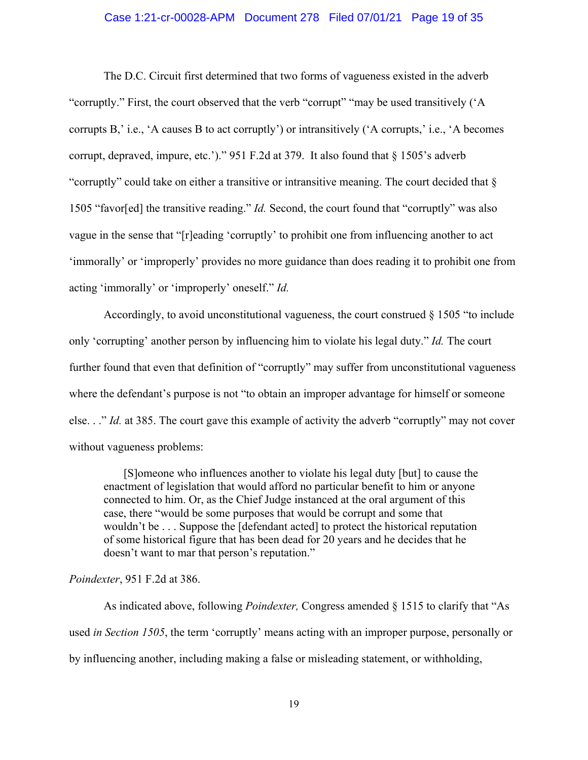The D.C. Circuit first determined that two forms of vagueness existed in the adverb "corruptly." First, the court observed that the verb "corrupt" "may be used transitively ('A corrupts B,' i.e., 'A causes B to act corruptly') or intransitively ('A corrupts,' i.e., 'A becomes corrupt, depraved, impure, etc.')." 951 F.2d at 379. It also found that § 1505's adverb "corruptly" could take on either a transitive or intransitive meaning. The court decided that § 1505 "favor[ed] the transitive reading." *Id.* Second, the court found that "corruptly" was also vague in the sense that "[r]eading 'corruptly' to prohibit one from influencing another to act 'immorally' or 'improperly' provides no more guidance than does reading it to prohibit one from acting 'immorally' or 'improperly' oneself." *Id.*

Accordingly, to avoid unconstitutional vagueness, the court construed § 1505 "to include only 'corrupting' another person by influencing him to violate his legal duty." *Id.* The court further found that even that definition of "corruptly" may suffer from unconstitutional vagueness where the defendant's purpose is not "to obtain an improper advantage for himself or someone else. . ." *Id.* at 385. The court gave this example of activity the adverb "corruptly" may not cover without vagueness problems:

> [S]omeone who influences another to violate his legal duty [but] to cause the enactment of legislation that would afford no particular benefit to him or anyone connected to him. Or, as the Chief Judge instanced at the oral argument of this case, there "would be some purposes that would be corrupt and some that wouldn't be . . . Suppose the [defendant acted] to protect the historical reputation of some historical figure that has been dead for 20 years and he decides that he doesn't want to mar that person's reputation."

*Poindexter*, 951 F.2d at 386.

As indicated above, following *Poindexter,* Congress amended § 1515 to clarify that "As used *in Section 1505*, the term 'corruptly' means acting with an improper purpose, personally or by influencing another, including making a false or misleading statement, or withholding,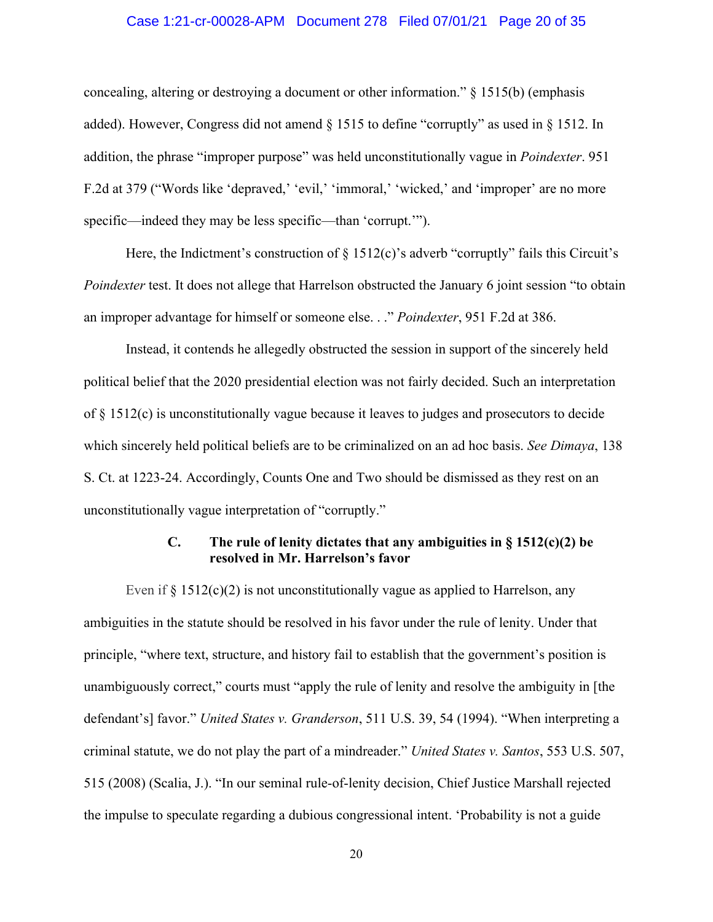concealing, altering or destroying a document or other information." § 1515(b) (emphasis added). However, Congress did not amend § 1515 to define "corruptly" as used in § 1512. In addition, the phrase "improper purpose" was held unconstitutionally vague in *Poindexter*. 951 F.2d at 379 ("Words like 'depraved,' 'evil,' 'immoral,' 'wicked,' and 'improper' are no more specific—indeed they may be less specific—than 'corrupt.'").

Here, the Indictment's construction of § 1512(c)'s adverb "corruptly" fails this Circuit's *Poindexter* test. It does not allege that Harrelson obstructed the January 6 joint session "to obtain an improper advantage for himself or someone else. . ." *Poindexter*, 951 F.2d at 386.

Instead, it contends he allegedly obstructed the session in support of the sincerely held political belief that the 2020 presidential election was not fairly decided. Such an interpretation of § 1512(c) is unconstitutionally vague because it leaves to judges and prosecutors to decide which sincerely held political beliefs are to be criminalized on an ad hoc basis. *See Dimaya*, 138 S. Ct. at 1223-24. Accordingly, Counts One and Two should be dismissed as they rest on an unconstitutionally vague interpretation of "corruptly."

### C. The rule of lenity dictates that any ambiguities in § 1512(c)(2) be resolved in Mr. Harrelson's favor

Even if § 1512(c)(2) is not unconstitutionally vague as applied to Harrelson, any ambiguities in the statute should be resolved in his favor under the rule of lenity. Under that principle, "where text, structure, and history fail to establish that the government's position is unambiguously correct," courts must "apply the rule of lenity and resolve the ambiguity in [the defendant's] favor." *United States v. Granderson*, 511 U.S. 39, 54 (1994). "When interpreting a criminal statute, we do not play the part of a mindreader." *United States v. Santos*, 553 U.S. 507, 515 (2008) (Scalia, J.). "In our seminal rule-of-lenity decision, Chief Justice Marshall rejected the impulse to speculate regarding a dubious congressional intent. 'Probability is not a guide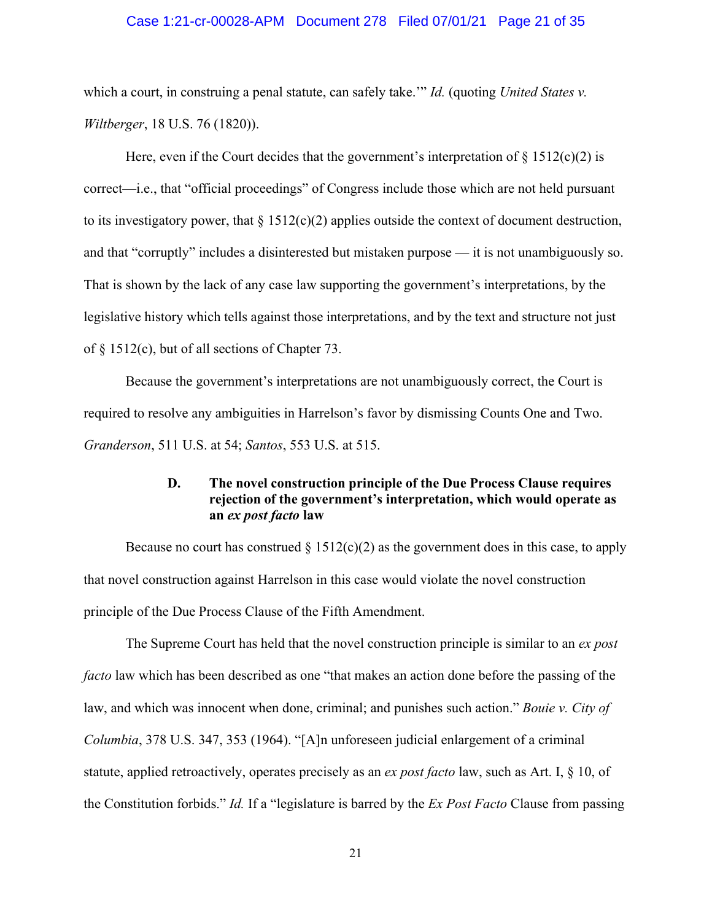which a court, in construing a penal statute, can safely take.'" *Id.* (quoting *United States v. Wiltberger*, 18 U.S. 76 (1820)).

Here, even if the Court decides that the government's interpretation of § 1512(c)(2) is correct—i.e., that "official proceedings" of Congress include those which are not held pursuant to its investigatory power, that § 1512(c)(2) applies outside the context of document destruction, and that "corruptly" includes a disinterested but mistaken purpose — it is not unambiguously so. That is shown by the lack of any case law supporting the government's interpretations, by the legislative history which tells against those interpretations, and by the text and structure not just of § 1512(c), but of all sections of Chapter 73.

Because the government's interpretations are not unambiguously correct, the Court is required to resolve any ambiguities in Harrelson's favor by dismissing Counts One and Two. *Granderson*, 511 U.S. at 54; *Santos*, 553 U.S. at 515.

### D. The novel construction principle of the Due Process Clause requires rejection of the government's interpretation, which would operate as an *ex post facto* law

Because no court has construed § 1512(c)(2) as the government does in this case, to apply that novel construction against Harrelson in this case would violate the novel construction principle of the Due Process Clause of the Fifth Amendment.

The Supreme Court has held that the novel construction principle is similar to an *ex post facto* law which has been described as one "that makes an action done before the passing of the law, and which was innocent when done, criminal; and punishes such action." *Bouie v. City of Columbia*, 378 U.S. 347, 353 (1964). "[A]n unforeseen judicial enlargement of a criminal statute, applied retroactively, operates precisely as an *ex post facto* law, such as Art. I, § 10, of the Constitution forbids." *Id.* If a "legislature is barred by the *Ex Post Facto* Clause from passing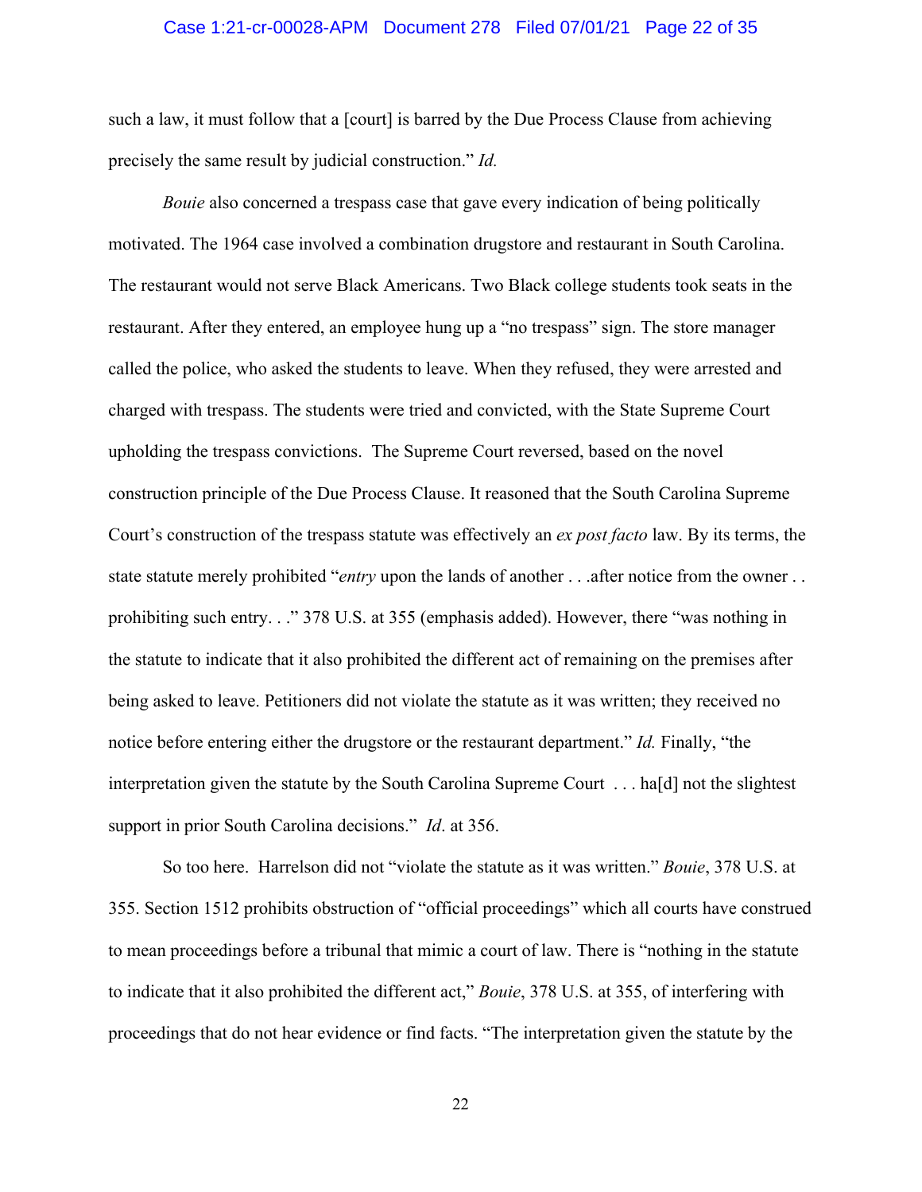such a law, it must follow that a [court] is barred by the Due Process Clause from achieving precisely the same result by judicial construction." *Id.*

*Bouie* also concerned a trespass case that gave every indication of being politically motivated. The 1964 case involved a combination drugstore and restaurant in South Carolina. The restaurant would not serve Black Americans. Two Black college students took seats in the restaurant. After they entered, an employee hung up a "no trespass" sign. The store manager called the police, who asked the students to leave. When they refused, they were arrested and charged with trespass. The students were tried and convicted, with the State Supreme Court upholding the trespass convictions. The Supreme Court reversed, based on the novel construction principle of the Due Process Clause. It reasoned that the South Carolina Supreme Court's construction of the trespass statute was effectively an *ex post facto* law. By its terms, the state statute merely prohibited "*entry* upon the lands of another . . .after notice from the owner . . prohibiting such entry. . ." 378 U.S. at 355 (emphasis added). However, there "was nothing in the statute to indicate that it also prohibited the different act of remaining on the premises after being asked to leave. Petitioners did not violate the statute as it was written; they received no notice before entering either the drugstore or the restaurant department." *Id.* Finally, "the interpretation given the statute by the South Carolina Supreme Court . . . ha[d] not the slightest support in prior South Carolina decisions." *Id*. at 356.

So too here. Harrelson did not "violate the statute as it was written." *Bouie*, 378 U.S. at 355. Section 1512 prohibits obstruction of "official proceedings" which all courts have construed to mean proceedings before a tribunal that mimic a court of law. There is "nothing in the statute to indicate that it also prohibited the different act," *Bouie*, 378 U.S. at 355, of interfering with proceedings that do not hear evidence or find facts. "The interpretation given the statute by the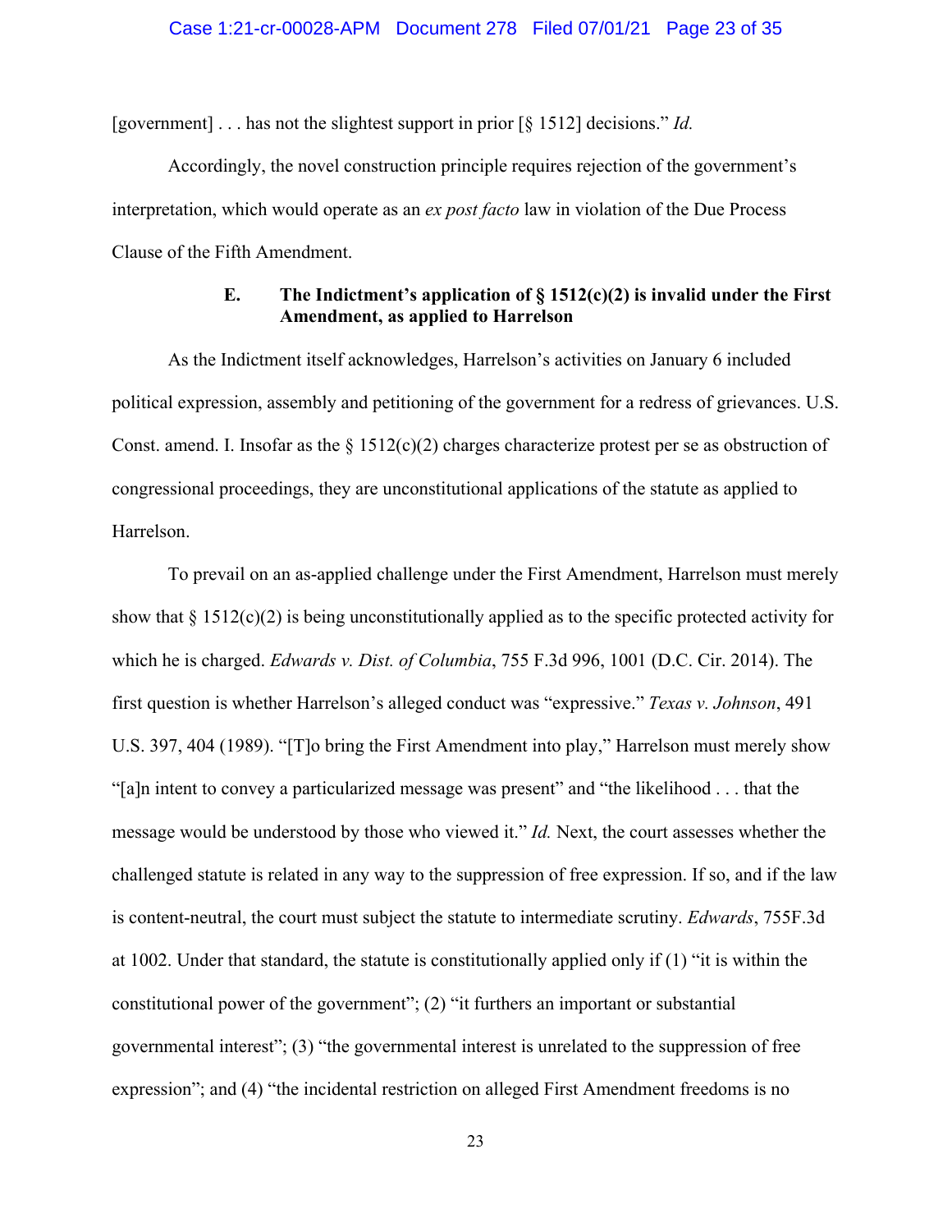[government] . . . has not the slightest support in prior [§ 1512] decisions." *Id.*

Accordingly, the novel construction principle requires rejection of the government's interpretation, which would operate as an *ex post facto* law in violation of the Due Process Clause of the Fifth Amendment.

### E. The Indictment's application of § 1512(c)(2) is invalid under the First Amendment, as applied to Harrelson

As the Indictment itself acknowledges, Harrelson's activities on January 6 included political expression, assembly and petitioning of the government for a redress of grievances. U.S. Const. amend. I. Insofar as the § 1512(c)(2) charges characterize protest per se as obstruction of congressional proceedings, they are unconstitutional applications of the statute as applied to Harrelson.

To prevail on an as-applied challenge under the First Amendment, Harrelson must merely show that § 1512(c)(2) is being unconstitutionally applied as to the specific protected activity for which he is charged. *Edwards v. Dist. of Columbia*, 755 F.3d 996, 1001 (D.C. Cir. 2014). The first question is whether Harrelson's alleged conduct was "expressive." *Texas v. Johnson*, 491 U.S. 397, 404 (1989). "[T]o bring the First Amendment into play," Harrelson must merely show "[a]n intent to convey a particularized message was present" and "the likelihood . . . that the message would be understood by those who viewed it." *Id.* Next, the court assesses whether the challenged statute is related in any way to the suppression of free expression. If so, and if the law is content-neutral, the court must subject the statute to intermediate scrutiny. *Edwards*, 755F.3d at 1002. Under that standard, the statute is constitutionally applied only if (1) "it is within the constitutional power of the government"; (2) "it furthers an important or substantial governmental interest"; (3) "the governmental interest is unrelated to the suppression of free expression"; and (4) "the incidental restriction on alleged First Amendment freedoms is no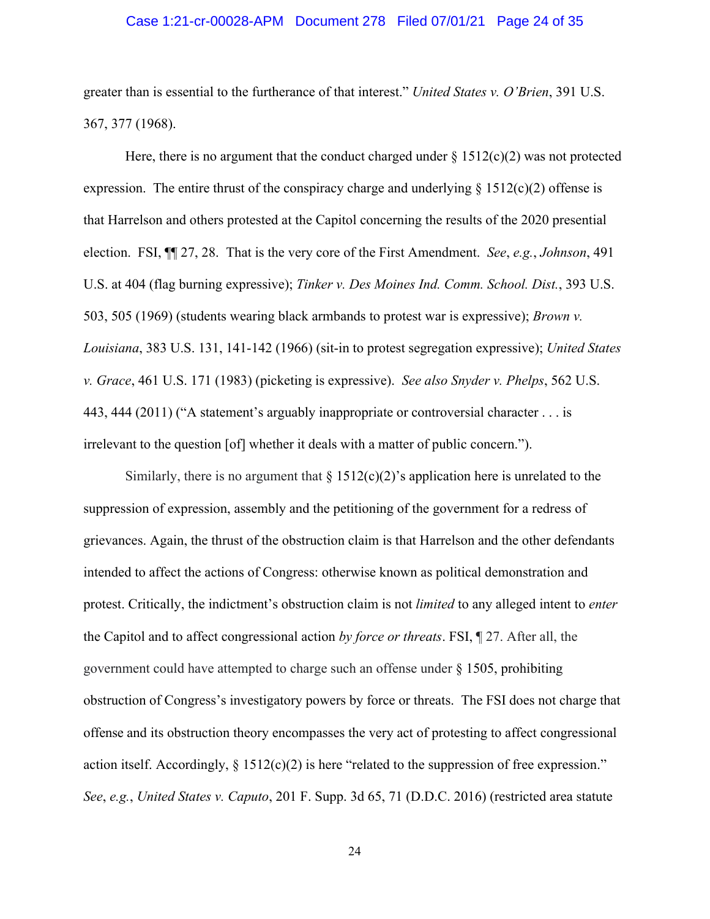greater than is essential to the furtherance of that interest." *United States v. O'Brien*, 391 U.S. 367, 377 (1968).

Here, there is no argument that the conduct charged under § 1512(c)(2) was not protected expression. The entire thrust of the conspiracy charge and underlying § 1512(c)(2) offense is that Harrelson and others protested at the Capitol concerning the results of the 2020 presential election. FSI, ¶¶ 27, 28. That is the very core of the First Amendment. *See*, *e.g.*, *Johnson*, 491 U.S. at 404 (flag burning expressive); *Tinker v. Des Moines Ind. Comm. School. Dist.*, 393 U.S. 503, 505 (1969) (students wearing black armbands to protest war is expressive); *Brown v. Louisiana*, 383 U.S. 131, 141-142 (1966) (sit-in to protest segregation expressive); *United States v. Grace*, 461 U.S. 171 (1983) (picketing is expressive). *See also Snyder v. Phelps*, 562 U.S. 443, 444 (2011) ("A statement's arguably inappropriate or controversial character . . . is irrelevant to the question [of] whether it deals with a matter of public concern.").

Similarly, there is no argument that § 1512(c)(2)'s application here is unrelated to the suppression of expression, assembly and the petitioning of the government for a redress of grievances. Again, the thrust of the obstruction claim is that Harrelson and the other defendants intended to affect the actions of Congress: otherwise known as political demonstration and protest. Critically, the indictment's obstruction claim is not *limited* to any alleged intent to *enter* the Capitol and to affect congressional action *by force or threats*. FSI, ¶ 27. After all, the government could have attempted to charge such an offense under § 1505, prohibiting obstruction of Congress's investigatory powers by force or threats. The FSI does not charge that offense and its obstruction theory encompasses the very act of protesting to affect congressional action itself. Accordingly, § 1512(c)(2) is here "related to the suppression of free expression." *See*, *e.g.*, *United States v. Caputo*, 201 F. Supp. 3d 65, 71 (D.D.C. 2016) (restricted area statute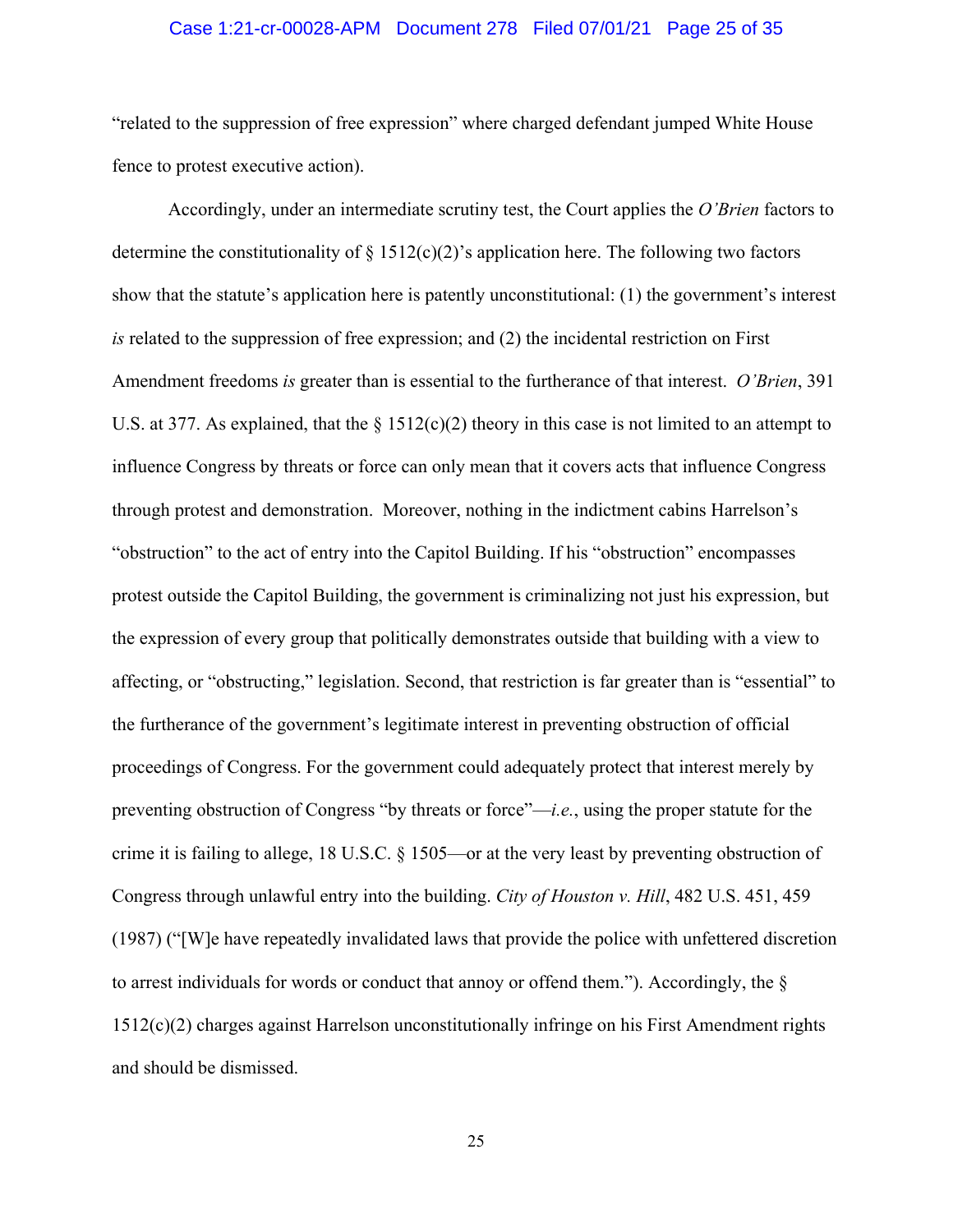"related to the suppression of free expression" where charged defendant jumped White House fence to protest executive action).

Accordingly, under an intermediate scrutiny test, the Court applies the *O'Brien* factors to determine the constitutionality of § 1512(c)(2)'s application here. The following two factors show that the statute's application here is patently unconstitutional: (1) the government's interest *is* related to the suppression of free expression; and (2) the incidental restriction on First Amendment freedoms *is* greater than is essential to the furtherance of that interest. *O'Brien*, 391 U.S. at 377. As explained, that the § 1512(c)(2) theory in this case is not limited to an attempt to influence Congress by threats or force can only mean that it covers acts that influence Congress through protest and demonstration. Moreover, nothing in the indictment cabins Harrelson's "obstruction" to the act of entry into the Capitol Building. If his "obstruction" encompasses protest outside the Capitol Building, the government is criminalizing not just his expression, but the expression of every group that politically demonstrates outside that building with a view to affecting, or "obstructing," legislation. Second, that restriction is far greater than is "essential" to the furtherance of the government's legitimate interest in preventing obstruction of official proceedings of Congress. For the government could adequately protect that interest merely by preventing obstruction of Congress "by threats or force"—*i.e.*, using the proper statute for the crime it is failing to allege, 18 U.S.C. § 1505—or at the very least by preventing obstruction of Congress through unlawful entry into the building. *City of Houston v. Hill*, 482 U.S. 451, 459 (1987) ("[W]e have repeatedly invalidated laws that provide the police with unfettered discretion to arrest individuals for words or conduct that annoy or offend them."). Accordingly, the § 1512(c)(2) charges against Harrelson unconstitutionally infringe on his First Amendment rights and should be dismissed.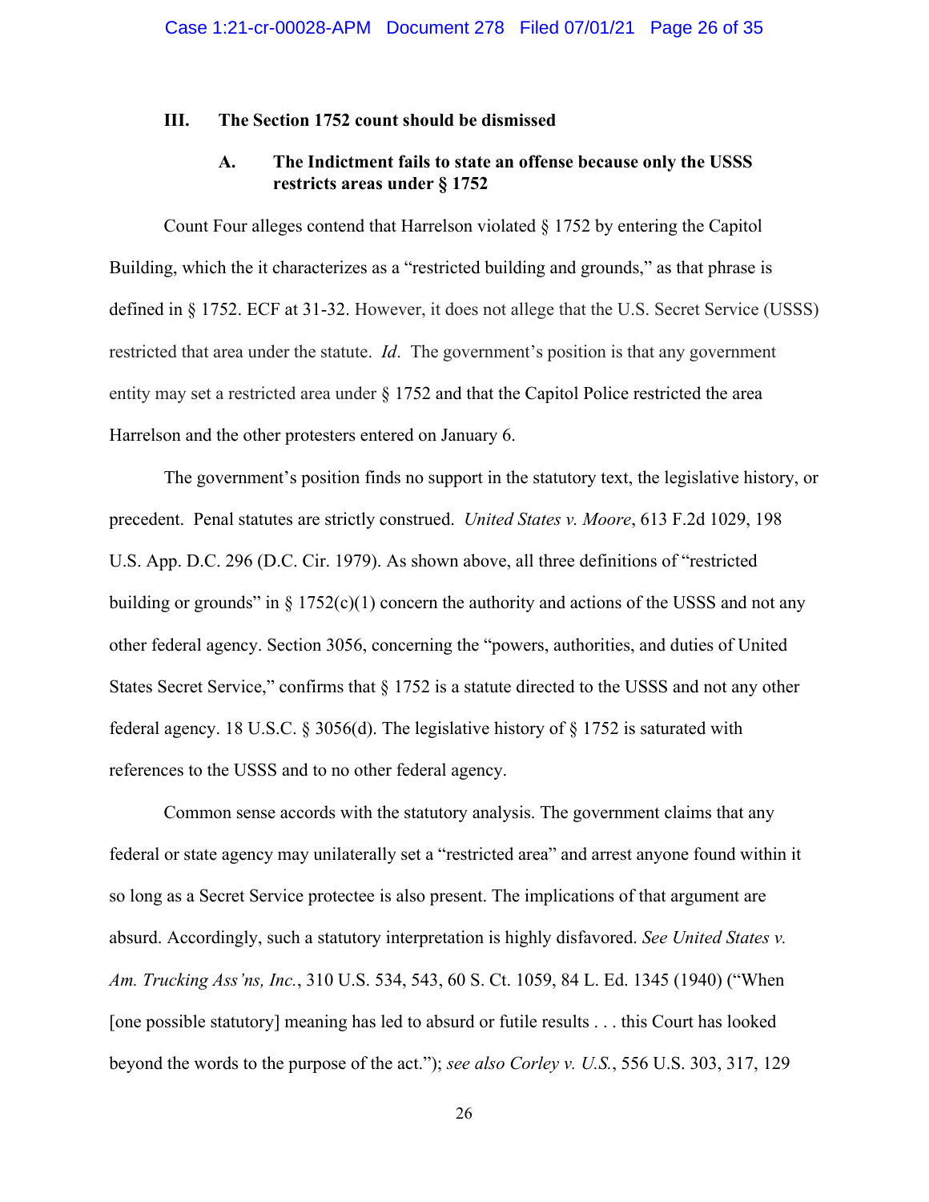### III. The Section 1752 count should be dismissed

#### A. The Indictment fails to state an offense because only the USSS restricts areas under § 1752

Count Four alleges contend that Harrelson violated § 1752 by entering the Capitol Building, which the it characterizes as a "restricted building and grounds," as that phrase is defined in § 1752. ECF at 31-32. However, it does not allege that the U.S. Secret Service (USSS) restricted that area under the statute. *Id*. The government's position is that any government entity may set a restricted area under § 1752 and that the Capitol Police restricted the area Harrelson and the other protesters entered on January 6.

The government's position finds no support in the statutory text, the legislative history, or precedent. Penal statutes are strictly construed. *United States v. Moore*, 613 F.2d 1029, 198 U.S. App. D.C. 296 (D.C. Cir. 1979). As shown above, all three definitions of "restricted building or grounds" in § 1752(c)(1) concern the authority and actions of the USSS and not any other federal agency. Section 3056, concerning the "powers, authorities, and duties of United States Secret Service," confirms that § 1752 is a statute directed to the USSS and not any other federal agency. 18 U.S.C. § 3056(d). The legislative history of § 1752 is saturated with references to the USSS and to no other federal agency.

Common sense accords with the statutory analysis. The government claims that any federal or state agency may unilaterally set a "restricted area" and arrest anyone found within it so long as a Secret Service protectee is also present. The implications of that argument are absurd. Accordingly, such a statutory interpretation is highly disfavored. *See United States v. Am. Trucking Ass'ns, Inc.*, 310 U.S. 534, 543, 60 S. Ct. 1059, 84 L. Ed. 1345 (1940) ("When [one possible statutory] meaning has led to absurd or futile results . . . this Court has looked beyond the words to the purpose of the act."); *see also Corley v. U.S.*, 556 U.S. 303, 317, 129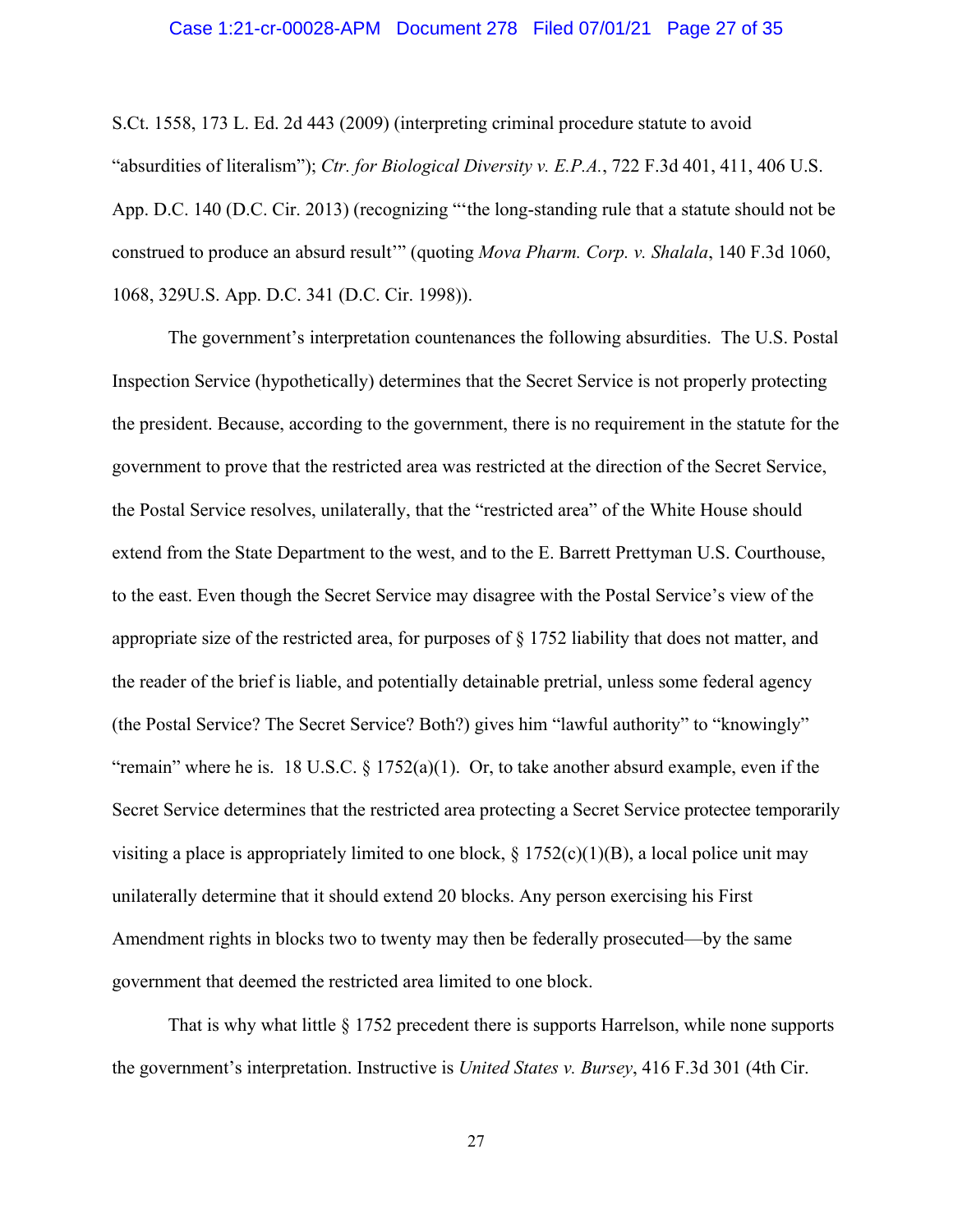S.Ct. 1558, 173 L. Ed. 2d 443 (2009) (interpreting criminal procedure statute to avoid "absurdities of literalism"); *Ctr. for Biological Diversity v. E.P.A.*, 722 F.3d 401, 411, 406 U.S. App. D.C. 140 (D.C. Cir. 2013) (recognizing "'the long-standing rule that a statute should not be construed to produce an absurd result'" (quoting *Mova Pharm. Corp. v. Shalala*, 140 F.3d 1060, 1068, 329U.S. App. D.C. 341 (D.C. Cir. 1998)).

The government's interpretation countenances the following absurdities. The U.S. Postal Inspection Service (hypothetically) determines that the Secret Service is not properly protecting the president. Because, according to the government, there is no requirement in the statute for the government to prove that the restricted area was restricted at the direction of the Secret Service, the Postal Service resolves, unilaterally, that the "restricted area" of the White House should extend from the State Department to the west, and to the E. Barrett Prettyman U.S. Courthouse, to the east. Even though the Secret Service may disagree with the Postal Service's view of the appropriate size of the restricted area, for purposes of § 1752 liability that does not matter, and the reader of the brief is liable, and potentially detainable pretrial, unless some federal agency (the Postal Service? The Secret Service? Both?) gives him "lawful authority" to "knowingly" "remain" where he is. 18 U.S.C. § 1752(a)(1). Or, to take another absurd example, even if the Secret Service determines that the restricted area protecting a Secret Service protectee temporarily visiting a place is appropriately limited to one block, § 1752(c)(1)(B), a local police unit may unilaterally determine that it should extend 20 blocks. Any person exercising his First Amendment rights in blocks two to twenty may then be federally prosecuted—by the same government that deemed the restricted area limited to one block.

That is why what little § 1752 precedent there is supports Harrelson, while none supports the government's interpretation. Instructive is *United States v. Bursey*, 416 F.3d 301 (4th Cir.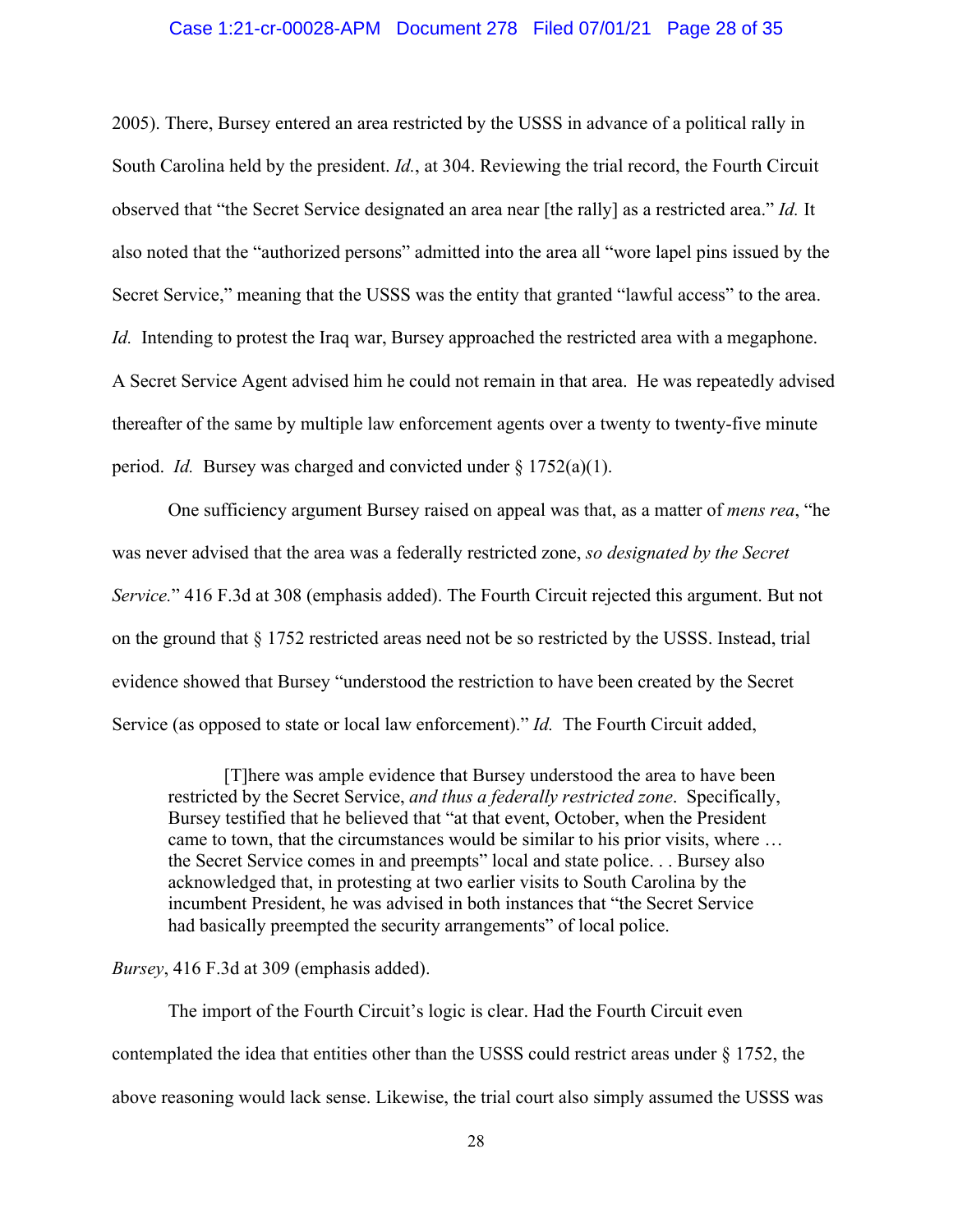2005). There, Bursey entered an area restricted by the USSS in advance of a political rally in South Carolina held by the president. *Id.*, at 304. Reviewing the trial record, the Fourth Circuit observed that "the Secret Service designated an area near [the rally] as a restricted area." *Id.* It also noted that the "authorized persons" admitted into the area all "wore lapel pins issued by the Secret Service," meaning that the USSS was the entity that granted "lawful access" to the area. *Id.* Intending to protest the Iraq war, Bursey approached the restricted area with a megaphone. A Secret Service Agent advised him he could not remain in that area. He was repeatedly advised thereafter of the same by multiple law enforcement agents over a twenty to twenty-five minute period. *Id.* Bursey was charged and convicted under § 1752(a)(1).

One sufficiency argument Bursey raised on appeal was that, as a matter of *mens rea*, "he was never advised that the area was a federally restricted zone, *so designated by the Secret Service.*" 416 F.3d at 308 (emphasis added). The Fourth Circuit rejected this argument. But not on the ground that § 1752 restricted areas need not be so restricted by the USSS. Instead, trial evidence showed that Bursey "understood the restriction to have been created by the Secret Service (as opposed to state or local law enforcement)." *Id.* The Fourth Circuit added,

> [T]here was ample evidence that Bursey understood the area to have been restricted by the Secret Service, *and thus a federally restricted zone*. Specifically, Bursey testified that he believed that "at that event, October, when the President came to town, that the circumstances would be similar to his prior visits, where … the Secret Service comes in and preempts" local and state police. . . Bursey also acknowledged that, in protesting at two earlier visits to South Carolina by the incumbent President, he was advised in both instances that "the Secret Service had basically preempted the security arrangements" of local police.

*Bursey*, 416 F.3d at 309 (emphasis added).

The import of the Fourth Circuit's logic is clear. Had the Fourth Circuit even contemplated the idea that entities other than the USSS could restrict areas under § 1752, the above reasoning would lack sense. Likewise, the trial court also simply assumed the USSS was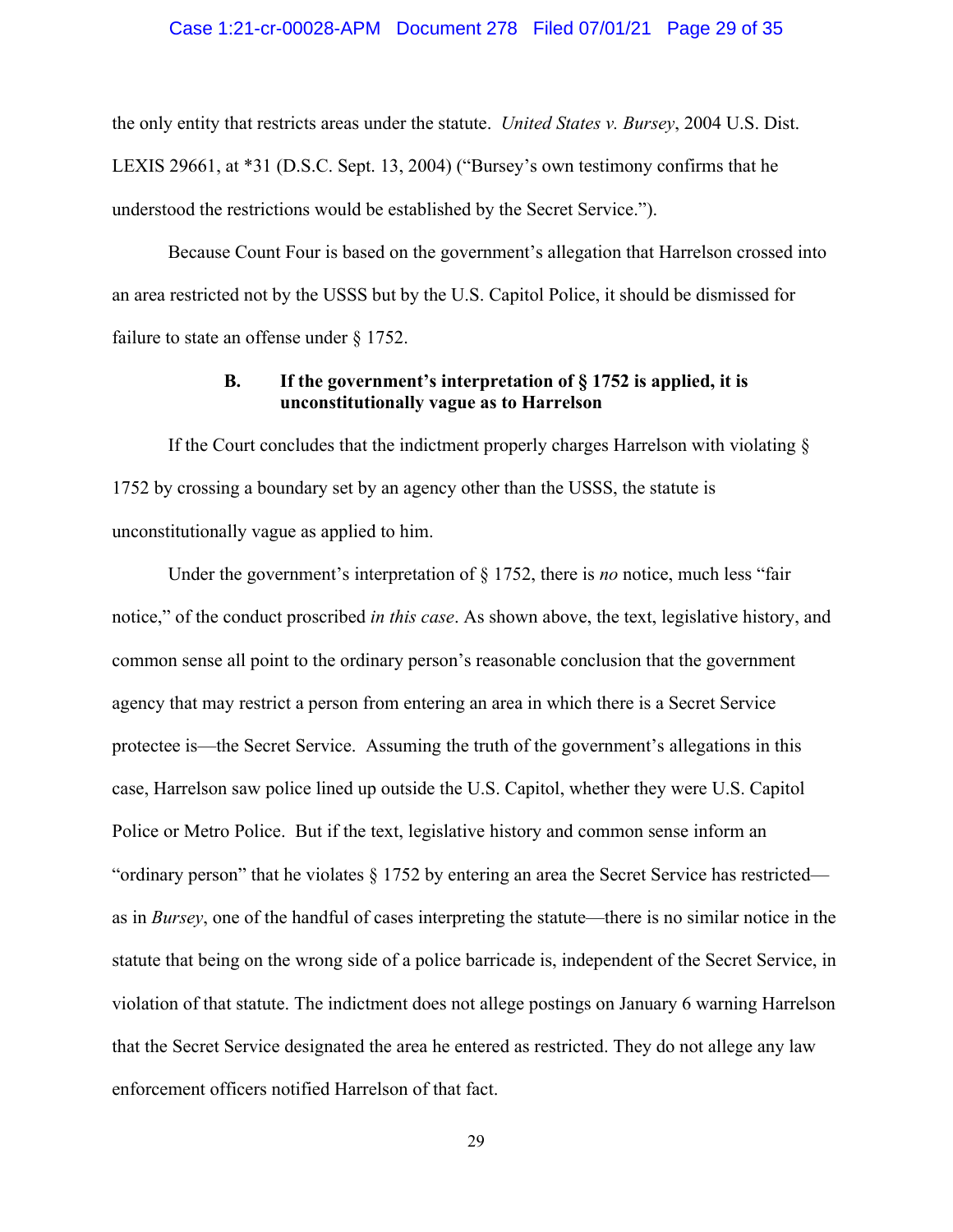the only entity that restricts areas under the statute. *United States v. Bursey*, 2004 U.S. Dist. LEXIS 29661, at *31 (D.S.C. Sept. 13, 2004) ("Bursey's own testimony confirms that he understood the restrictions would be established by the Secret Service.").

Because Count Four is based on the government's allegation that Harrelson crossed into an area restricted not by the USSS but by the U.S. Capitol Police, it should be dismissed for failure to state an offense under § 1752.

### B. If the government's interpretation of § 1752 is applied, it is unconstitutionally vague as to Harrelson

If the Court concludes that the indictment properly charges Harrelson with violating § 1752 by crossing a boundary set by an agency other than the USSS, the statute is unconstitutionally vague as applied to him.

Under the government's interpretation of § 1752, there is *no* notice, much less "fair notice," of the conduct proscribed *in this case*. As shown above, the text, legislative history, and common sense all point to the ordinary person's reasonable conclusion that the government agency that may restrict a person from entering an area in which there is a Secret Service protectee is—the Secret Service. Assuming the truth of the government's allegations in this case, Harrelson saw police lined up outside the U.S. Capitol, whether they were U.S. Capitol Police or Metro Police. But if the text, legislative history and common sense inform an "ordinary person" that he violates § 1752 by entering an area the Secret Service has restricted—as in *Bursey*, one of the handful of cases interpreting the statute—there is no similar notice in the statute that being on the wrong side of a police barricade is, independent of the Secret Service, in violation of that statute. The indictment does not allege postings on January 6 warning Harrelson that the Secret Service designated the area he entered as restricted. They do not allege any law enforcement officers notified Harrelson of that fact.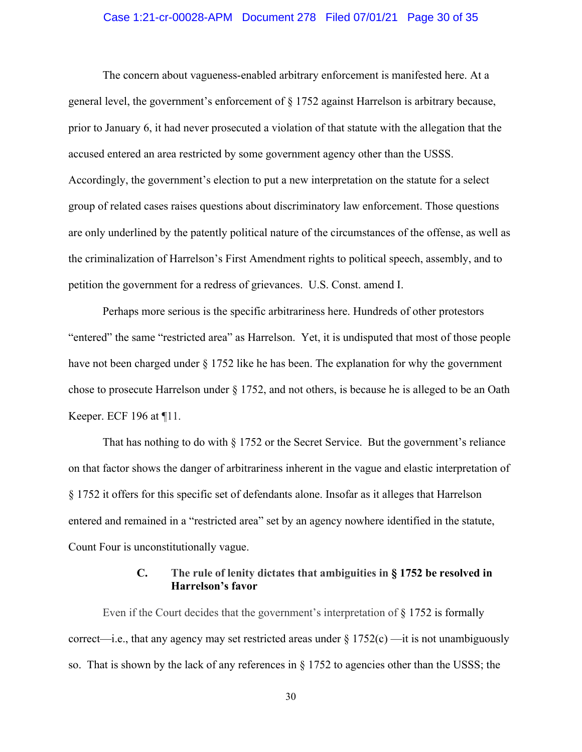The concern about vagueness-enabled arbitrary enforcement is manifested here. At a general level, the government's enforcement of § 1752 against Harrelson is arbitrary because, prior to January 6, it had never prosecuted a violation of that statute with the allegation that the accused entered an area restricted by some government agency other than the USSS. Accordingly, the government's election to put a new interpretation on the statute for a select group of related cases raises questions about discriminatory law enforcement. Those questions are only underlined by the patently political nature of the circumstances of the offense, as well as the criminalization of Harrelson's First Amendment rights to political speech, assembly, and to petition the government for a redress of grievances. U.S. Const. amend I.

Perhaps more serious is the specific arbitrariness here. Hundreds of other protestors "entered" the same "restricted area" as Harrelson. Yet, it is undisputed that most of those people have not been charged under § 1752 like he has been. The explanation for why the government chose to prosecute Harrelson under § 1752, and not others, is because he is alleged to be an Oath Keeper. ECF 196 at ¶11.

That has nothing to do with § 1752 or the Secret Service. But the government's reliance on that factor shows the danger of arbitrariness inherent in the vague and elastic interpretation of § 1752 it offers for this specific set of defendants alone. Insofar as it alleges that Harrelson entered and remained in a "restricted area" set by an agency nowhere identified in the statute, Count Four is unconstitutionally vague.

### C. The rule of lenity dictates that ambiguities in § 1752 be resolved in Harrelson's favor

Even if the Court decides that the government's interpretation of § 1752 is formally correct—i.e., that any agency may set restricted areas under § 1752(c) —it is not unambiguously so. That is shown by the lack of any references in § 1752 to agencies other than the USSS; the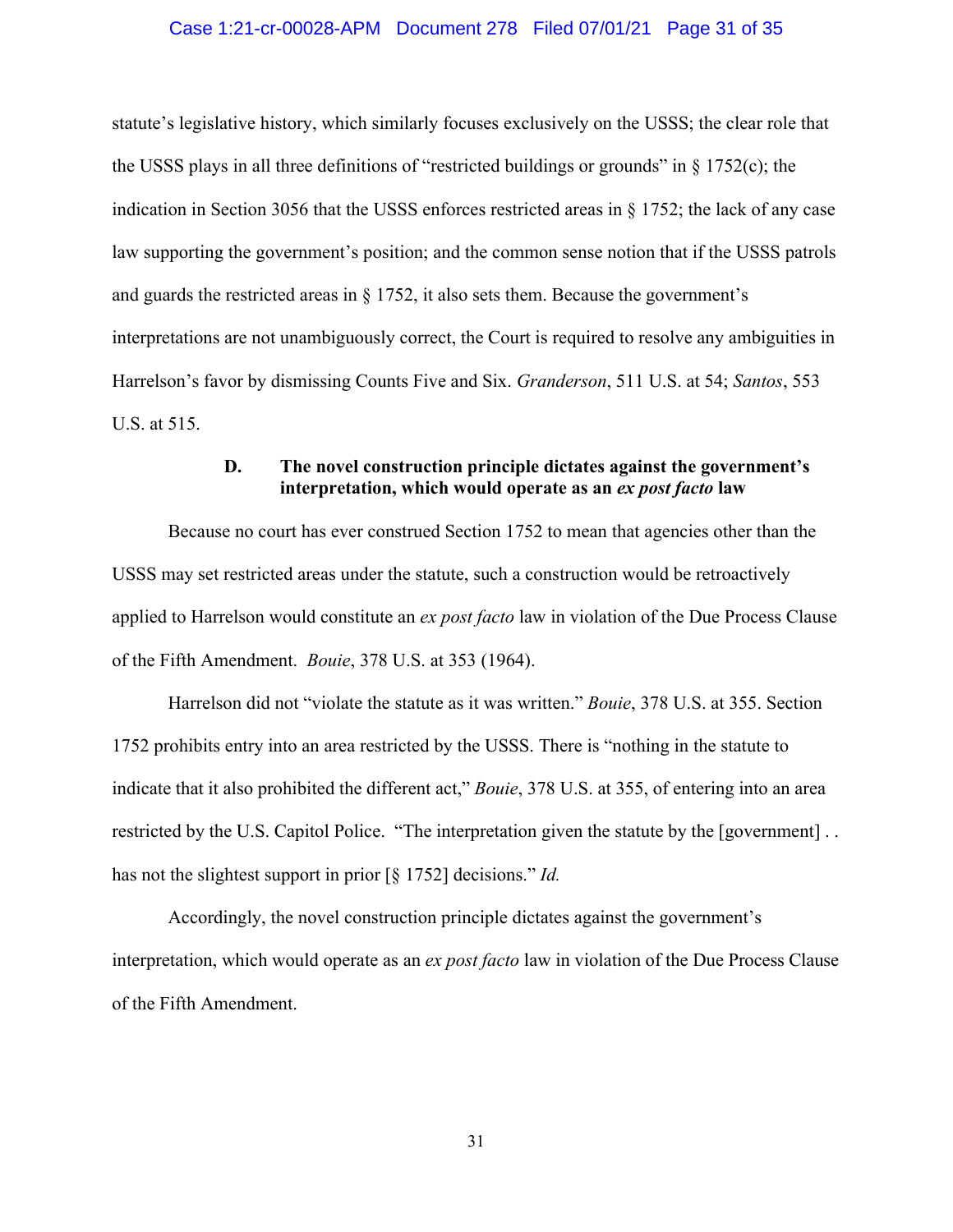statute's legislative history, which similarly focuses exclusively on the USSS; the clear role that the USSS plays in all three definitions of "restricted buildings or grounds" in § 1752(c); the indication in Section 3056 that the USSS enforces restricted areas in § 1752; the lack of any case law supporting the government's position; and the common sense notion that if the USSS patrols and guards the restricted areas in § 1752, it also sets them. Because the government's interpretations are not unambiguously correct, the Court is required to resolve any ambiguities in Harrelson's favor by dismissing Counts Five and Six. *Granderson*, 511 U.S. at 54; *Santos*, 553 U.S. at 515.

### D. The novel construction principle dictates against the government's interpretation, which would operate as an *ex post facto* law

Because no court has ever construed Section 1752 to mean that agencies other than the USSS may set restricted areas under the statute, such a construction would be retroactively applied to Harrelson would constitute an *ex post facto* law in violation of the Due Process Clause of the Fifth Amendment. *Bouie*, 378 U.S. at 353 (1964).

Harrelson did not "violate the statute as it was written." *Bouie*, 378 U.S. at 355. Section 1752 prohibits entry into an area restricted by the USSS. There is "nothing in the statute to indicate that it also prohibited the different act," *Bouie*, 378 U.S. at 355, of entering into an area restricted by the U.S. Capitol Police. "The interpretation given the statute by the [government] . . has not the slightest support in prior [§ 1752] decisions." *Id.*

Accordingly, the novel construction principle dictates against the government's interpretation, which would operate as an *ex post facto* law in violation of the Due Process Clause of the Fifth Amendment.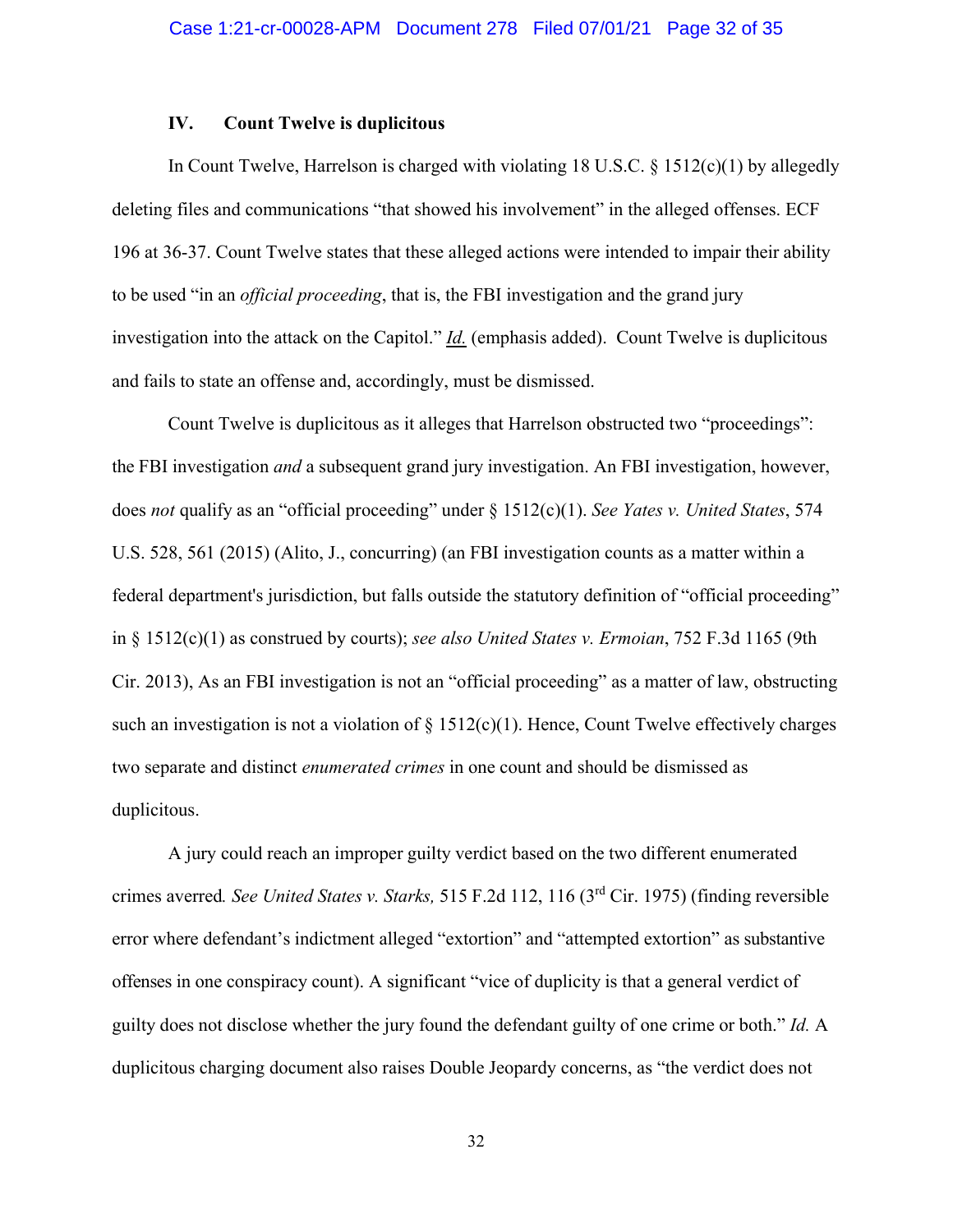## IV. Count Twelve is duplicitous

In Count Twelve, Harrelson is charged with violating 18 U.S.C. § 1512(c)(1) by allegedly deleting files and communications "that showed his involvement" in the alleged offenses. ECF 196 at 36-37. Count Twelve states that these alleged actions were intended to impair their ability to be used "in an *official proceeding*, that is, the FBI investigation and the grand jury investigation into the attack on the Capitol." ***Id.*** (emphasis added). Count Twelve is duplicitous and fails to state an offense and, accordingly, must be dismissed.

Count Twelve is duplicitous as it alleges that Harrelson obstructed two "proceedings": the FBI investigation *and* a subsequent grand jury investigation. An FBI investigation, however, does *not* qualify as an "official proceeding" under § 1512(c)(1). *See Yates v. United States*, 574 U.S. 528, 561 (2015) (Alito, J., concurring) (an FBI investigation counts as a matter within a federal department's jurisdiction, but falls outside the statutory definition of "official proceeding" in § 1512(c)(1) as construed by courts); *see also United States v. Ermoian*, 752 F.3d 1165 (9th Cir. 2013), As an FBI investigation is not an "official proceeding" as a matter of law, obstructing such an investigation is not a violation of § 1512(c)(1). Hence, Count Twelve effectively charges two separate and distinct *enumerated crimes* in one count and should be dismissed as duplicitous.

A jury could reach an improper guilty verdict based on the two different enumerated crimes averred*. See United States v. Starks,* 515 F.2d 112, 116 (3rd Cir. 1975) (finding reversible error where defendant's indictment alleged "extortion" and "attempted extortion" as substantive offenses in one conspiracy count). A significant "vice of duplicity is that a general verdict of guilty does not disclose whether the jury found the defendant guilty of one crime or both." *Id.* A duplicitous charging document also raises Double Jeopardy concerns, as "the verdict does not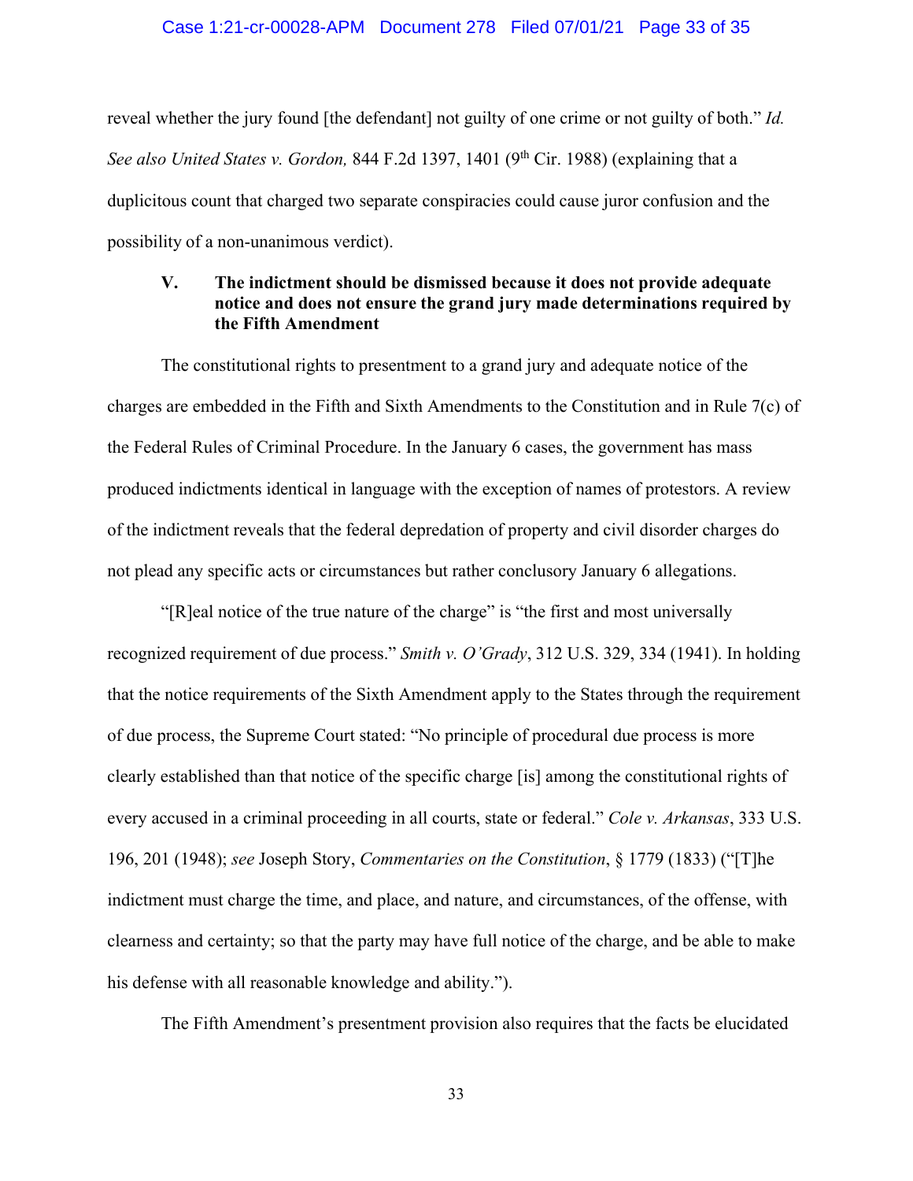reveal whether the jury found [the defendant] not guilty of one crime or not guilty of both." *Id. See also United States v. Gordon,* 844 F.2d 1397, 1401 (9th Cir. 1988) (explaining that a duplicitous count that charged two separate conspiracies could cause juror confusion and the possibility of a non-unanimous verdict).

### V. The indictment should be dismissed because it does not provide adequate notice and does not ensure the grand jury made determinations required by the Fifth Amendment

The constitutional rights to presentment to a grand jury and adequate notice of the charges are embedded in the Fifth and Sixth Amendments to the Constitution and in Rule 7(c) of the Federal Rules of Criminal Procedure. In the January 6 cases, the government has mass produced indictments identical in language with the exception of names of protestors. A review of the indictment reveals that the federal depredation of property and civil disorder charges do not plead any specific acts or circumstances but rather conclusory January 6 allegations.

"[R]eal notice of the true nature of the charge" is "the first and most universally recognized requirement of due process." *Smith v. O'Grady*, 312 U.S. 329, 334 (1941). In holding that the notice requirements of the Sixth Amendment apply to the States through the requirement of due process, the Supreme Court stated: "No principle of procedural due process is more clearly established than that notice of the specific charge [is] among the constitutional rights of every accused in a criminal proceeding in all courts, state or federal." *Cole v. Arkansas*, 333 U.S. 196, 201 (1948); *see* Joseph Story, *Commentaries on the Constitution*, § 1779 (1833) ("[T]he indictment must charge the time, and place, and nature, and circumstances, of the offense, with clearness and certainty; so that the party may have full notice of the charge, and be able to make his defense with all reasonable knowledge and ability.").

The Fifth Amendment's presentment provision also requires that the facts be elucidated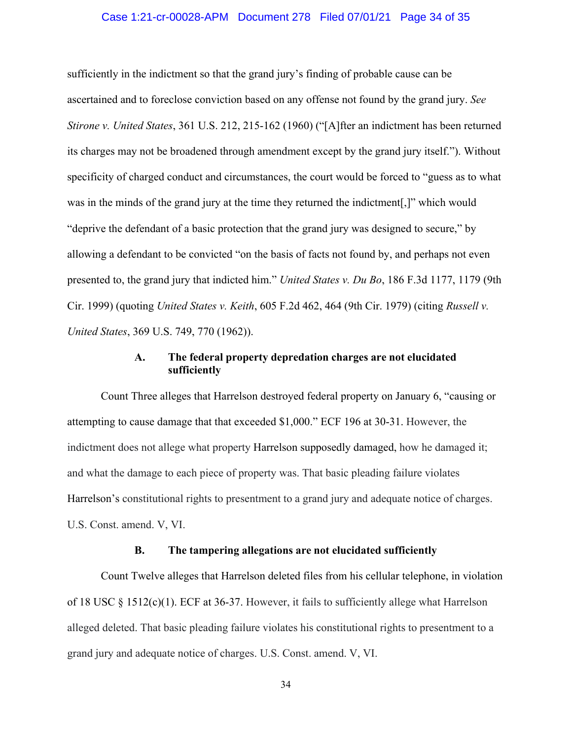sufficiently in the indictment so that the grand jury's finding of probable cause can be ascertained and to foreclose conviction based on any offense not found by the grand jury. *See Stirone v. United States*, 361 U.S. 212, 215-162 (1960) ("[A]fter an indictment has been returned its charges may not be broadened through amendment except by the grand jury itself."). Without specificity of charged conduct and circumstances, the court would be forced to "guess as to what was in the minds of the grand jury at the time they returned the indictment[,]" which would "deprive the defendant of a basic protection that the grand jury was designed to secure," by allowing a defendant to be convicted "on the basis of facts not found by, and perhaps not even presented to, the grand jury that indicted him." *United States v. Du Bo*, 186 F.3d 1177, 1179 (9th Cir. 1999) (quoting *United States v. Keith*, 605 F.2d 462, 464 (9th Cir. 1979) (citing *Russell v. United States*, 369 U.S. 749, 770 (1962)).

### A. The federal property depredation charges are not elucidated sufficiently

Count Three alleges that Harrelson destroyed federal property on January 6, "causing or attempting to cause damage that that exceeded $1,000." ECF 196 at 30-31. However, the indictment does not allege what property Harrelson supposedly damaged, how he damaged it; and what the damage to each piece of property was. That basic pleading failure violates Harrelson's constitutional rights to presentment to a grand jury and adequate notice of charges. U.S. Const. amend. V, VI.

### B. The tampering allegations are not elucidated sufficiently

Count Twelve alleges that Harrelson deleted files from his cellular telephone, in violation of 18 USC § 1512(c)(1). ECF at 36-37. However, it fails to sufficiently allege what Harrelson alleged deleted. That basic pleading failure violates his constitutional rights to presentment to a grand jury and adequate notice of charges. U.S. Const. amend. V, VI.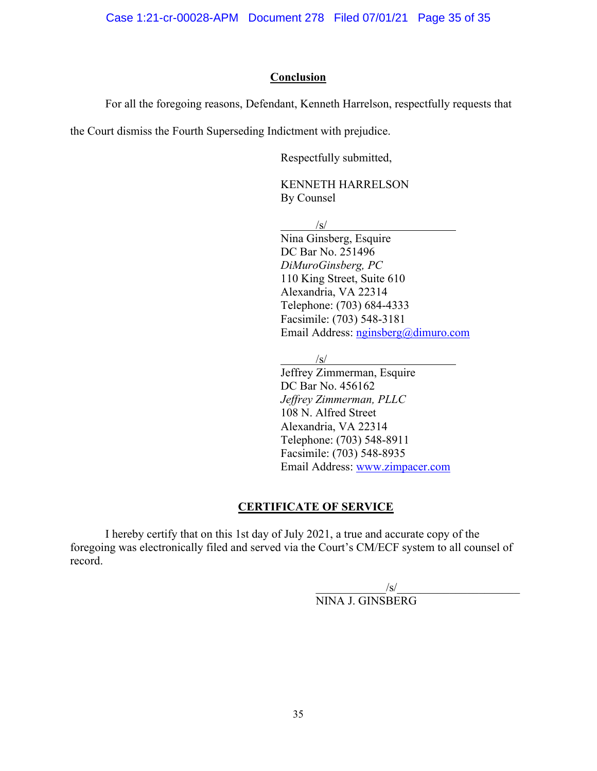## Conclusion

For all the foregoing reasons, Defendant, Kenneth Harrelson, respectfully requests that the Court dismiss the Fourth Superseding Indictment with prejudice.

Respectfully submitted,

KENNETH HARRELSON
By Counsel

/s/
Nina Ginsberg, Esquire
DC Bar No. 251496
*DiMuroGinsberg, PC*
110 King Street, Suite 610
Alexandria, VA 22314
Telephone: (703) 684-4333
Facsimile: (703) 548-3181
Email Address: nginsberg@dimuro.com

/s/
Jeffrey Zimmerman, Esquire
DC Bar No. 456162
*Jeffrey Zimmerman, PLLC*
108 N. Alfred Street
Alexandria, VA 22314
Telephone: (703) 548-8911
Facsimile: (703) 548-8935
Email Address: www.zimpacer.com

## CERTIFICATE OF SERVICE

I hereby certify that on this 1st day of July 2021, a true and accurate copy of the foregoing was electronically filed and served via the Court's CM/ECF system to all counsel of record.

/s/
NINA J. GINSBERG